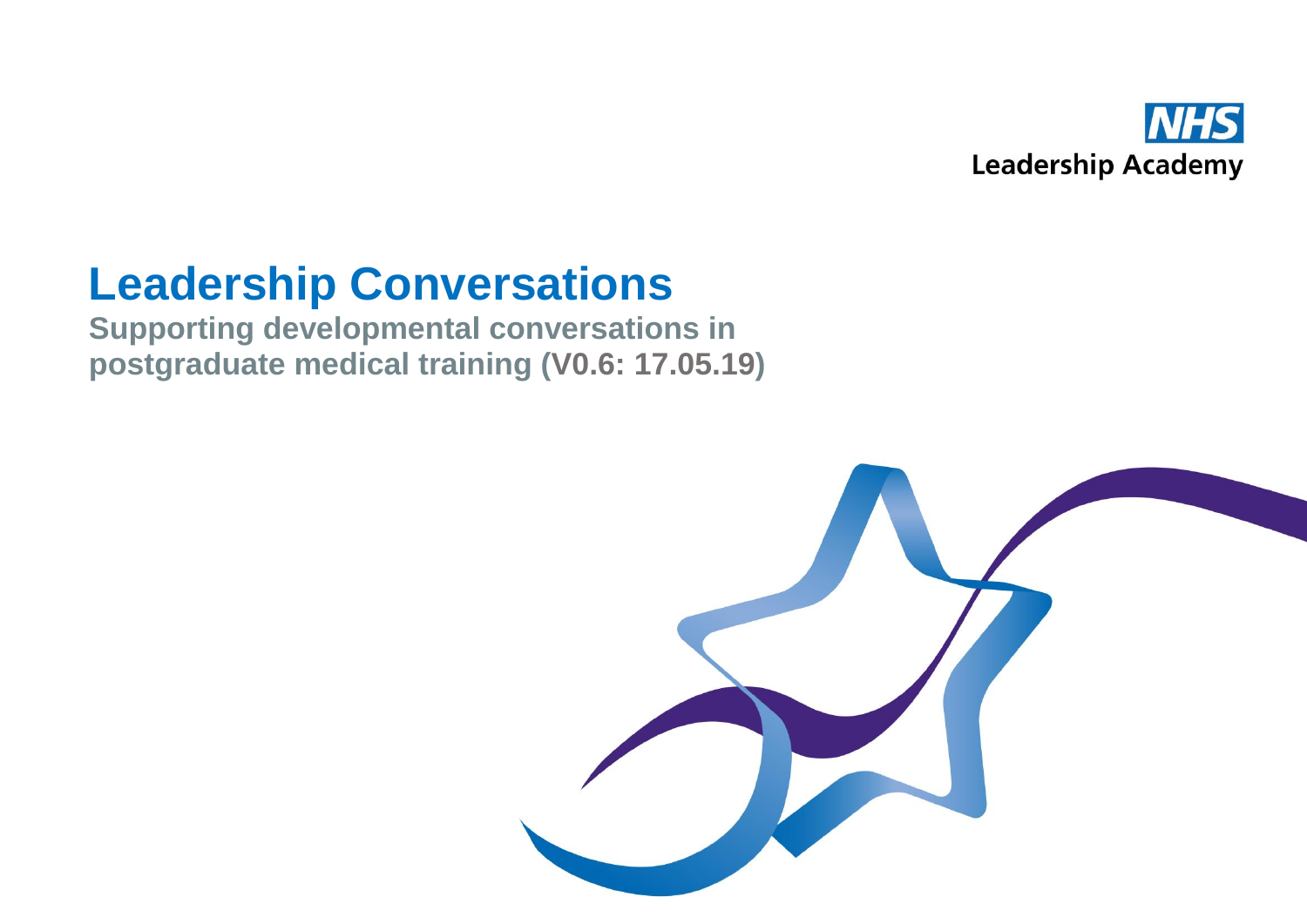NHS
Leadership Academy

# Leadership Conversations

**Supporting developmental conversations in postgraduate medical training (V0.6: 17.05.19)**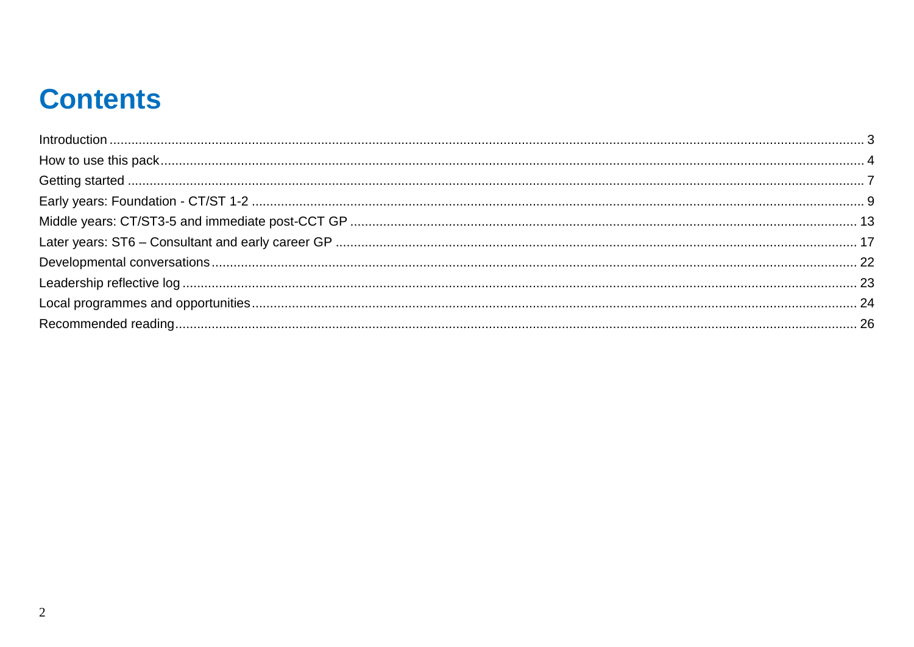# Contents

Introduction ..... 3
How to use this pack ..... 4
Getting started ..... 7
Early years: Foundation - CT/ST 1-2 ..... 9
Middle years: CT/ST3-5 and immediate post-CCT GP ..... 13
Later years: ST6 – Consultant and early career GP ..... 17
Developmental conversations ..... 22
Leadership reflective log ..... 23
Local programmes and opportunities ..... 24
Recommended reading ..... 26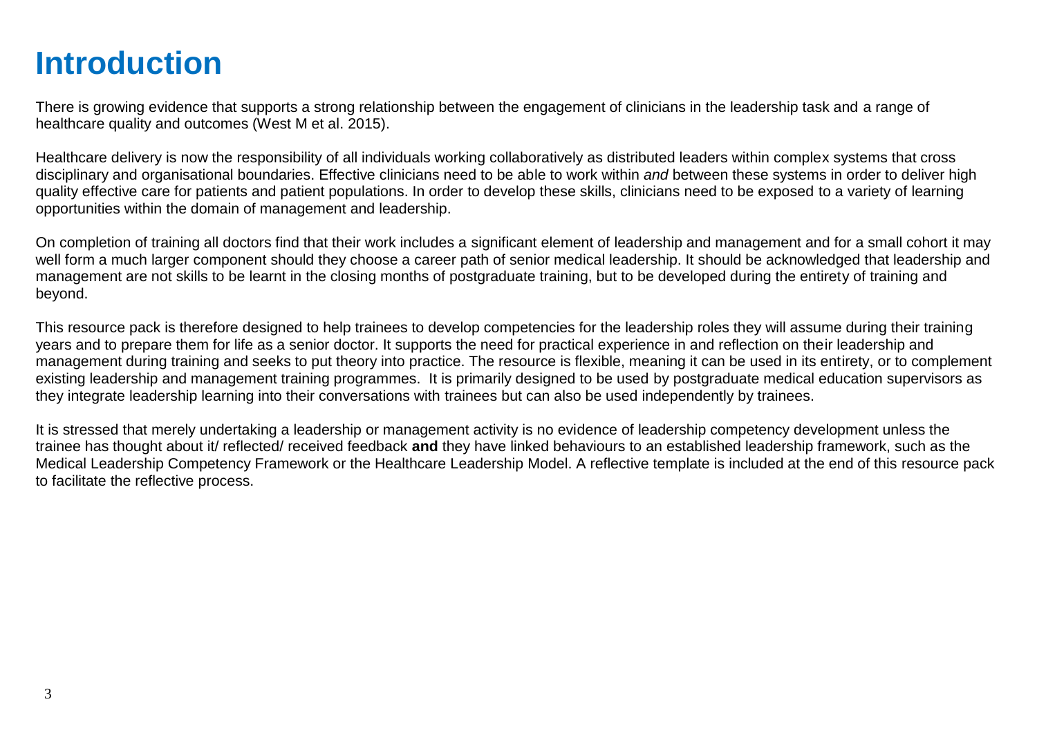# Introduction

There is growing evidence that supports a strong relationship between the engagement of clinicians in the leadership task and a range of healthcare quality and outcomes (West M et al. 2015).

Healthcare delivery is now the responsibility of all individuals working collaboratively as distributed leaders within complex systems that cross disciplinary and organisational boundaries. Effective clinicians need to be able to work within *and* between these systems in order to deliver high quality effective care for patients and patient populations. In order to develop these skills, clinicians need to be exposed to a variety of learning opportunities within the domain of management and leadership.

On completion of training all doctors find that their work includes a significant element of leadership and management and for a small cohort it may well form a much larger component should they choose a career path of senior medical leadership. It should be acknowledged that leadership and management are not skills to be learnt in the closing months of postgraduate training, but to be developed during the entirety of training and beyond.

This resource pack is therefore designed to help trainees to develop competencies for the leadership roles they will assume during their training years and to prepare them for life as a senior doctor. It supports the need for practical experience in and reflection on their leadership and management during training and seeks to put theory into practice. The resource is flexible, meaning it can be used in its entirety, or to complement existing leadership and management training programmes. It is primarily designed to be used by postgraduate medical education supervisors as they integrate leadership learning into their conversations with trainees but can also be used independently by trainees.

It is stressed that merely undertaking a leadership or management activity is no evidence of leadership competency development unless the trainee has thought about it/ reflected/ received feedback **and** they have linked behaviours to an established leadership framework, such as the Medical Leadership Competency Framework or the Healthcare Leadership Model. A reflective template is included at the end of this resource pack to facilitate the reflective process.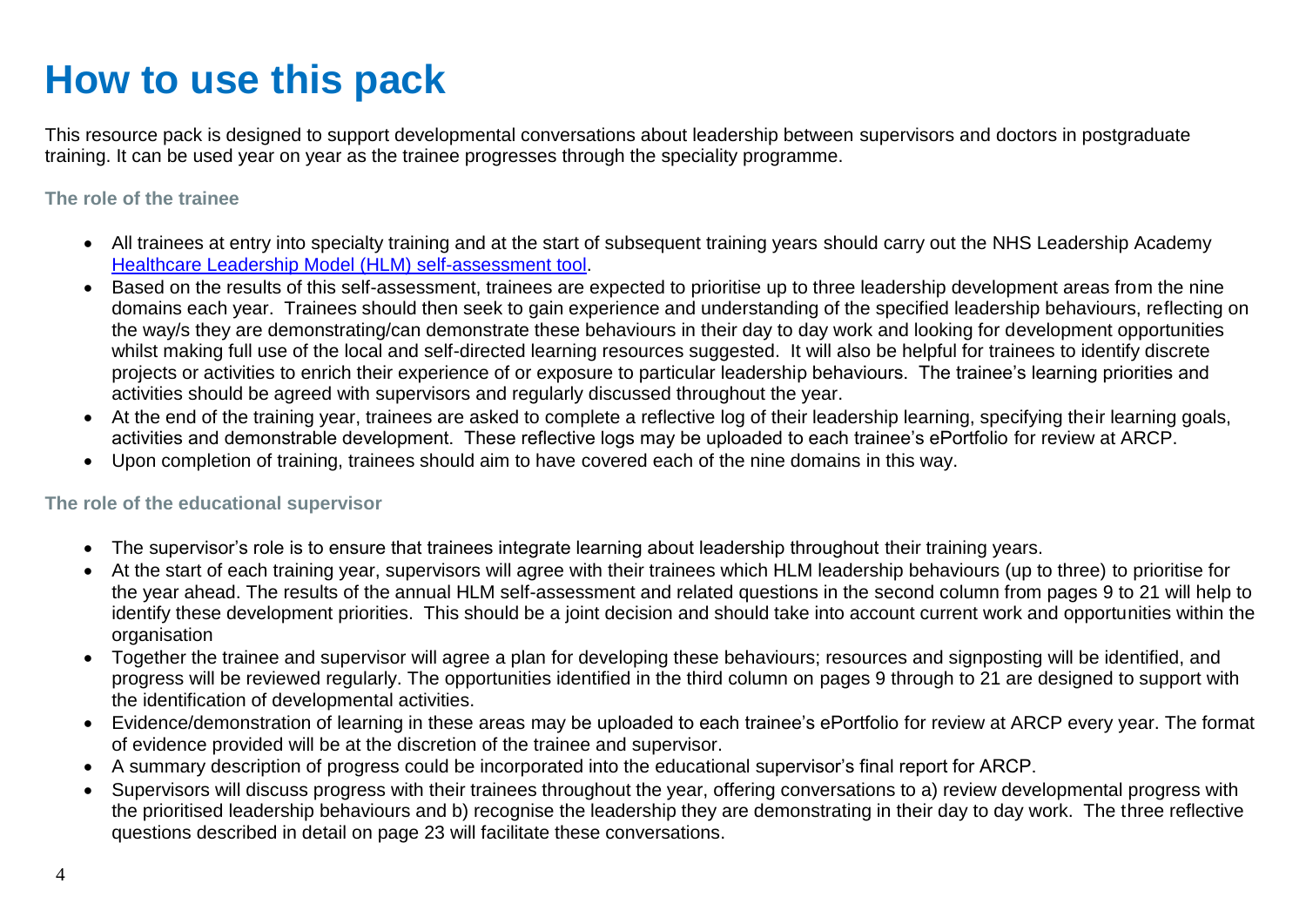# How to use this pack

This resource pack is designed to support developmental conversations about leadership between supervisors and doctors in postgraduate training. It can be used year on year as the trainee progresses through the speciality programme.

### The role of the trainee

- All trainees at entry into specialty training and at the start of subsequent training years should carry out the NHS Leadership Academy [Healthcare Leadership Model (HLM) self-assessment tool](#).
- Based on the results of this self-assessment, trainees are expected to prioritise up to three leadership development areas from the nine domains each year. Trainees should then seek to gain experience and understanding of the specified leadership behaviours, reflecting on the way/s they are demonstrating/can demonstrate these behaviours in their day to day work and looking for development opportunities whilst making full use of the local and self-directed learning resources suggested. It will also be helpful for trainees to identify discrete projects or activities to enrich their experience of or exposure to particular leadership behaviours. The trainee's learning priorities and activities should be agreed with supervisors and regularly discussed throughout the year.
- At the end of the training year, trainees are asked to complete a reflective log of their leadership learning, specifying their learning goals, activities and demonstrable development. These reflective logs may be uploaded to each trainee's ePortfolio for review at ARCP.
- Upon completion of training, trainees should aim to have covered each of the nine domains in this way.

### The role of the educational supervisor

- The supervisor's role is to ensure that trainees integrate learning about leadership throughout their training years.
- At the start of each training year, supervisors will agree with their trainees which HLM leadership behaviours (up to three) to prioritise for the year ahead. The results of the annual HLM self-assessment and related questions in the second column from pages 9 to 21 will help to identify these development priorities. This should be a joint decision and should take into account current work and opportunities within the organisation
- Together the trainee and supervisor will agree a plan for developing these behaviours; resources and signposting will be identified, and progress will be reviewed regularly. The opportunities identified in the third column on pages 9 through to 21 are designed to support with the identification of developmental activities.
- Evidence/demonstration of learning in these areas may be uploaded to each trainee's ePortfolio for review at ARCP every year. The format of evidence provided will be at the discretion of the trainee and supervisor.
- A summary description of progress could be incorporated into the educational supervisor's final report for ARCP.
- Supervisors will discuss progress with their trainees throughout the year, offering conversations to a) review developmental progress with the prioritised leadership behaviours and b) recognise the leadership they are demonstrating in their day to day work. The three reflective questions described in detail on page 23 will facilitate these conversations.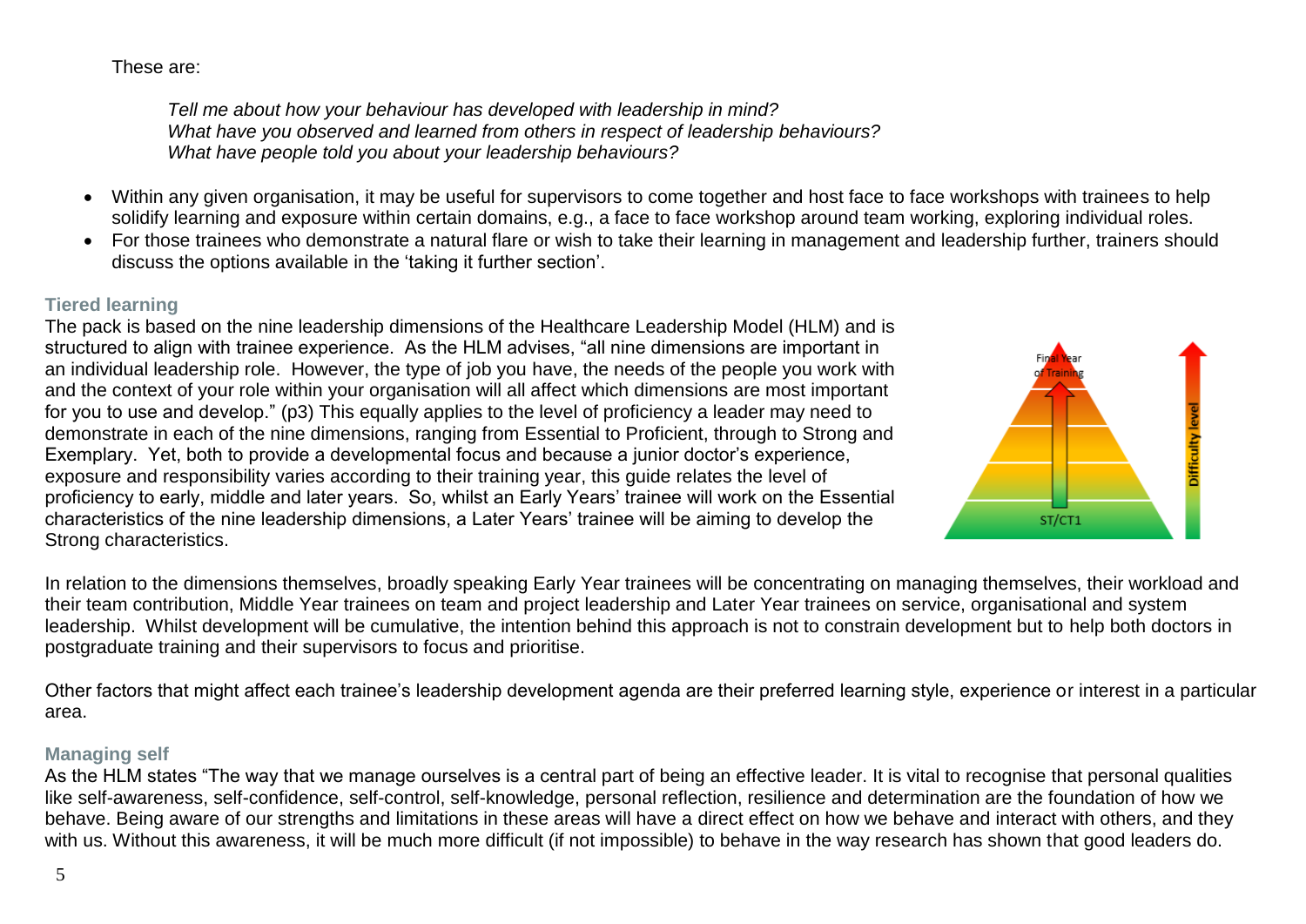These are:

> *Tell me about how your behaviour has developed with leadership in mind?*
> *What have you observed and learned from others in respect of leadership behaviours?*
> *What have people told you about your leadership behaviours?*

- Within any given organisation, it may be useful for supervisors to come together and host face to face workshops with trainees to help solidify learning and exposure within certain domains, e.g., a face to face workshop around team working, exploring individual roles.
- For those trainees who demonstrate a natural flare or wish to take their learning in management and leadership further, trainers should discuss the options available in the 'taking it further section'.

### Tiered learning

The pack is based on the nine leadership dimensions of the Healthcare Leadership Model (HLM) and is structured to align with trainee experience. As the HLM advises, "all nine dimensions are important in an individual leadership role. However, the type of job you have, the needs of the people you work with and the context of your role within your organisation will all affect which dimensions are most important for you to use and develop." (p3) This equally applies to the level of proficiency a leader may need to demonstrate in each of the nine dimensions, ranging from Essential to Proficient, through to Strong and Exemplary. Yet, both to provide a developmental focus and because a junior doctor's experience, exposure and responsibility varies according to their training year, this guide relates the level of proficiency to early, middle and later years. So, whilst an Early Years' trainee will work on the Essential characteristics of the nine leadership dimensions, a Later Years' trainee will be aiming to develop the Strong characteristics.

In relation to the dimensions themselves, broadly speaking Early Year trainees will be concentrating on managing themselves, their workload and their team contribution, Middle Year trainees on team and project leadership and Later Year trainees on service, organisational and system leadership. Whilst development will be cumulative, the intention behind this approach is not to constrain development but to help both doctors in postgraduate training and their supervisors to focus and prioritise.

Other factors that might affect each trainee's leadership development agenda are their preferred learning style, experience or interest in a particular area.

### Managing self

As the HLM states "The way that we manage ourselves is a central part of being an effective leader. It is vital to recognise that personal qualities like self-awareness, self-confidence, self-control, self-knowledge, personal reflection, resilience and determination are the foundation of how we behave. Being aware of our strengths and limitations in these areas will have a direct effect on how we behave and interact with others, and they with us. Without this awareness, it will be much more difficult (if not impossible) to behave in the way research has shown that good leaders do.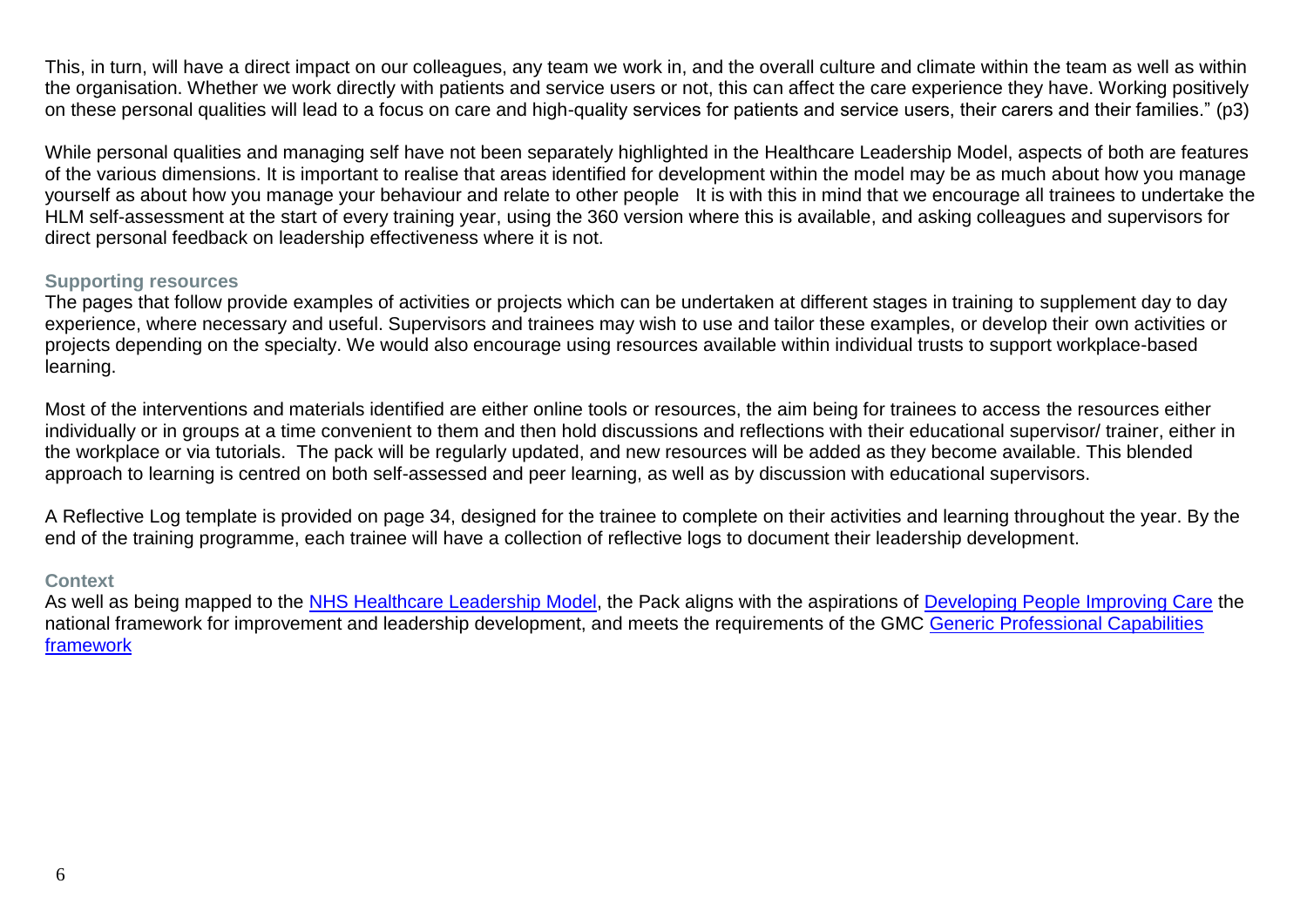This, in turn, will have a direct impact on our colleagues, any team we work in, and the overall culture and climate within the team as well as within the organisation. Whether we work directly with patients and service users or not, this can affect the care experience they have. Working positively on these personal qualities will lead to a focus on care and high-quality services for patients and service users, their carers and their families." (p3)

While personal qualities and managing self have not been separately highlighted in the Healthcare Leadership Model, aspects of both are features of the various dimensions. It is important to realise that areas identified for development within the model may be as much about how you manage yourself as about how you manage your behaviour and relate to other people   It is with this in mind that we encourage all trainees to undertake the HLM self-assessment at the start of every training year, using the 360 version where this is available, and asking colleagues and supervisors for direct personal feedback on leadership effectiveness where it is not.

### Supporting resources

The pages that follow provide examples of activities or projects which can be undertaken at different stages in training to supplement day to day experience, where necessary and useful. Supervisors and trainees may wish to use and tailor these examples, or develop their own activities or projects depending on the specialty. We would also encourage using resources available within individual trusts to support workplace-based learning.

Most of the interventions and materials identified are either online tools or resources, the aim being for trainees to access the resources either individually or in groups at a time convenient to them and then hold discussions and reflections with their educational supervisor/ trainer, either in the workplace or via tutorials.  The pack will be regularly updated, and new resources will be added as they become available. This blended approach to learning is centred on both self-assessed and peer learning, as well as by discussion with educational supervisors.

A Reflective Log template is provided on page 34, designed for the trainee to complete on their activities and learning throughout the year. By the end of the training programme, each trainee will have a collection of reflective logs to document their leadership development.

### Context

As well as being mapped to the NHS Healthcare Leadership Model, the Pack aligns with the aspirations of Developing People Improving Care the national framework for improvement and leadership development, and meets the requirements of the GMC Generic Professional Capabilities framework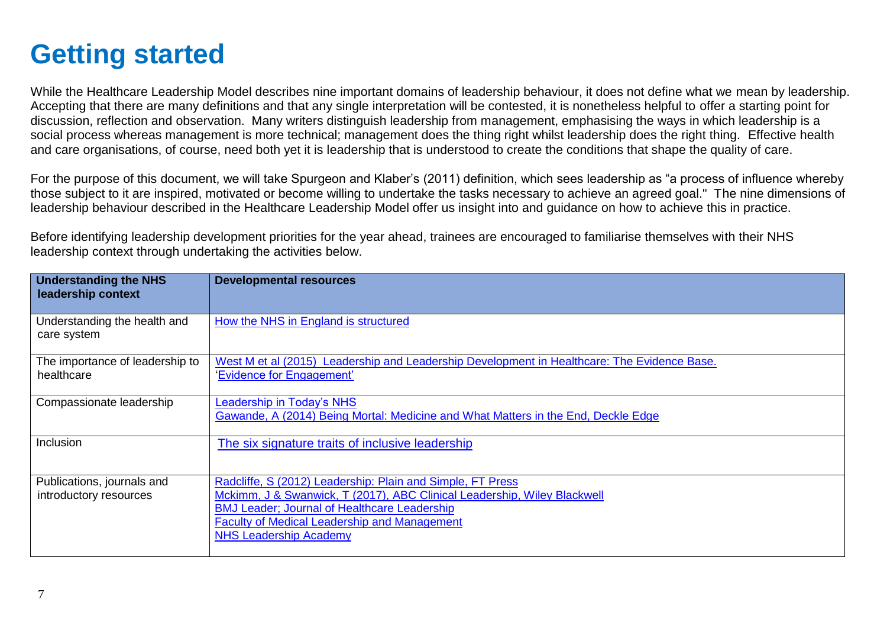# Getting started

While the Healthcare Leadership Model describes nine important domains of leadership behaviour, it does not define what we mean by leadership. Accepting that there are many definitions and that any single interpretation will be contested, it is nonetheless helpful to offer a starting point for discussion, reflection and observation. Many writers distinguish leadership from management, emphasising the ways in which leadership is a social process whereas management is more technical; management does the thing right whilst leadership does the right thing. Effective health and care organisations, of course, need both yet it is leadership that is understood to create the conditions that shape the quality of care.

For the purpose of this document, we will take Spurgeon and Klaber's (2011) definition, which sees leadership as "a process of influence whereby those subject to it are inspired, motivated or become willing to undertake the tasks necessary to achieve an agreed goal." The nine dimensions of leadership behaviour described in the Healthcare Leadership Model offer us insight into and guidance on how to achieve this in practice.

Before identifying leadership development priorities for the year ahead, trainees are encouraged to familiarise themselves with their NHS leadership context through undertaking the activities below.

| Understanding the NHS leadership context | Developmental resources |
|---|---|
| Understanding the health and care system | How the NHS in England is structured |
| The importance of leadership to healthcare | West M et al (2015) Leadership and Leadership Development in Healthcare: The Evidence Base.<br>'Evidence for Engagement' |
| Compassionate leadership | Leadership in Today's NHS<br>Gawande, A (2014) Being Mortal: Medicine and What Matters in the End, Deckle Edge |
| Inclusion | The six signature traits of inclusive leadership |
| Publications, journals and introductory resources | Radcliffe, S (2012) Leadership: Plain and Simple, FT Press<br>Mckimm, J & Swanwick, T (2017), ABC Clinical Leadership, Wiley Blackwell<br>BMJ Leader; Journal of Healthcare Leadership<br>Faculty of Medical Leadership and Management<br>NHS Leadership Academy |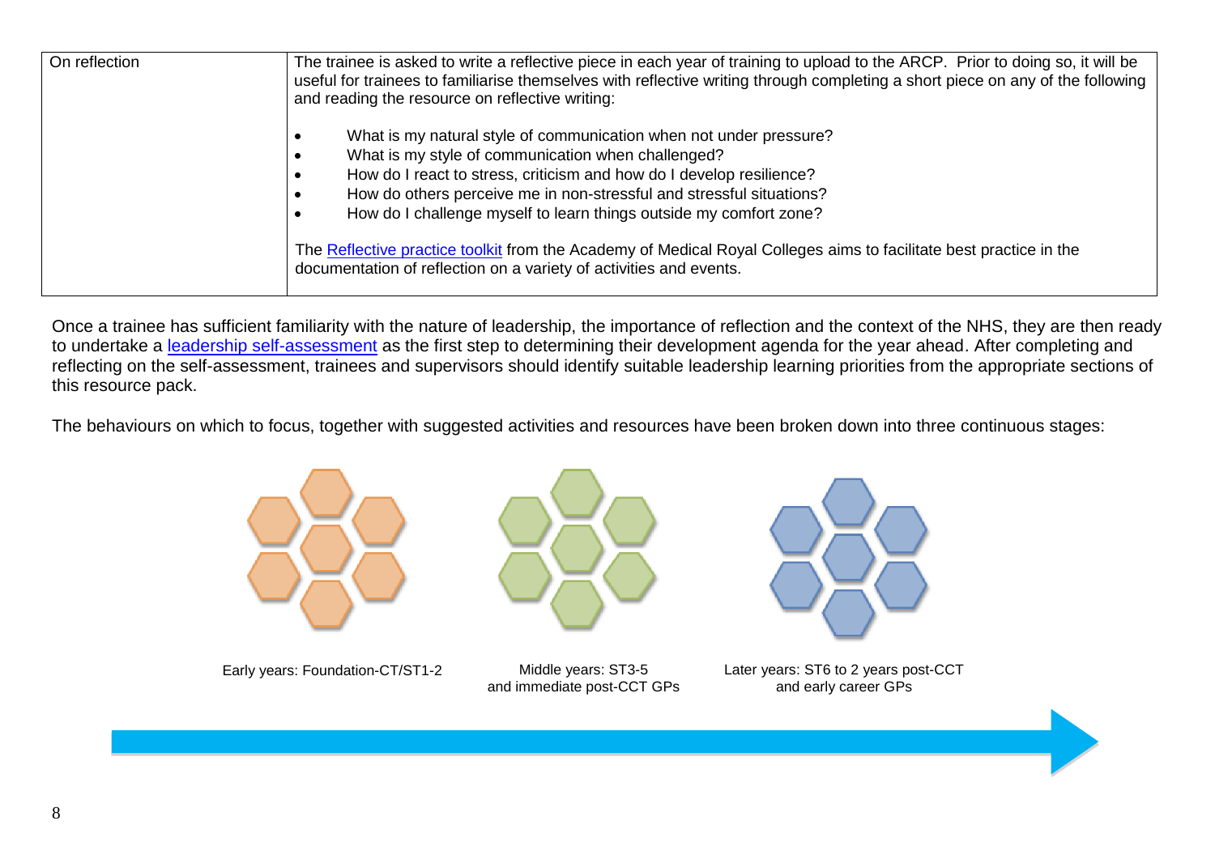| On reflection | The trainee is asked to write a reflective piece in each year of training to upload to the ARCP. Prior to doing so, it will be useful for trainees to familiarise themselves with reflective writing through completing a short piece on any of the following and reading the resource on reflective writing:<br><br>• What is my natural style of communication when not under pressure?<br>• What is my style of communication when challenged?<br>• How do I react to stress, criticism and how do I develop resilience?<br>• How do others perceive me in non-stressful and stressful situations?<br>• How do I challenge myself to learn things outside my comfort zone?<br><br>The Reflective practice toolkit from the Academy of Medical Royal Colleges aims to facilitate best practice in the documentation of reflection on a variety of activities and events. |
|---|---|

Once a trainee has sufficient familiarity with the nature of leadership, the importance of reflection and the context of the NHS, they are then ready to undertake a leadership self-assessment as the first step to determining their development agenda for the year ahead. After completing and reflecting on the self-assessment, trainees and supervisors should identify suitable leadership learning priorities from the appropriate sections of this resource pack.

The behaviours on which to focus, together with suggested activities and resources have been broken down into three continuous stages:

Early years: Foundation-CT/ST1-2

Middle years: ST3-5 and immediate post-CCT GPs

Later years: ST6 to 2 years post-CCT and early career GPs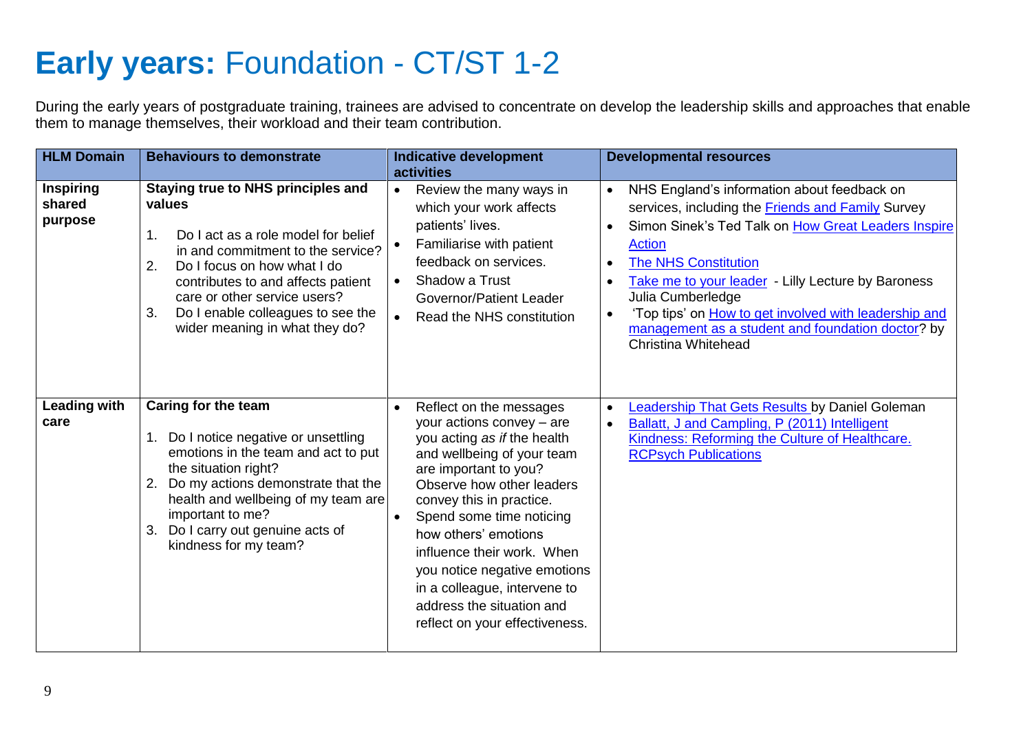# **Early years:** Foundation - CT/ST 1-2

During the early years of postgraduate training, trainees are advised to concentrate on develop the leadership skills and approaches that enable them to manage themselves, their workload and their team contribution.

| HLM Domain | Behaviours to demonstrate | Indicative development activities | Developmental resources |
|---|---|---|---|
| **Inspiring shared purpose** | **Staying true to NHS principles and values**<br><br>1. Do I act as a role model for belief in and commitment to the service?<br>2. Do I focus on how what I do contributes to and affects patient care or other service users?<br>3. Do I enable colleagues to see the wider meaning in what they do? | • Review the many ways in which your work affects patients' lives.<br>• Familiarise with patient feedback on services.<br>• Shadow a Trust Governor/Patient Leader<br>• Read the NHS constitution | • NHS England's information about feedback on services, including the Friends and Family Survey<br>• Simon Sinek's Ted Talk on How Great Leaders Inspire Action<br>• The NHS Constitution<br>• Take me to your leader - Lilly Lecture by Baroness Julia Cumberledge<br>• 'Top tips' on How to get involved with leadership and management as a student and foundation doctor? by Christina Whitehead |
| **Leading with care** | **Caring for the team**<br><br>1. Do I notice negative or unsettling emotions in the team and act to put the situation right?<br>2. Do my actions demonstrate that the health and wellbeing of my team are important to me?<br>3. Do I carry out genuine acts of kindness for my team? | • Reflect on the messages your actions convey – are you acting *as if* the health and wellbeing of your team are important to you? Observe how other leaders convey this in practice.<br>• Spend some time noticing how others' emotions influence their work. When you notice negative emotions in a colleague, intervene to address the situation and reflect on your effectiveness. | • Leadership That Gets Results by Daniel Goleman<br>• Ballatt, J and Campling, P (2011) Intelligent Kindness: Reforming the Culture of Healthcare. RCPsych Publications |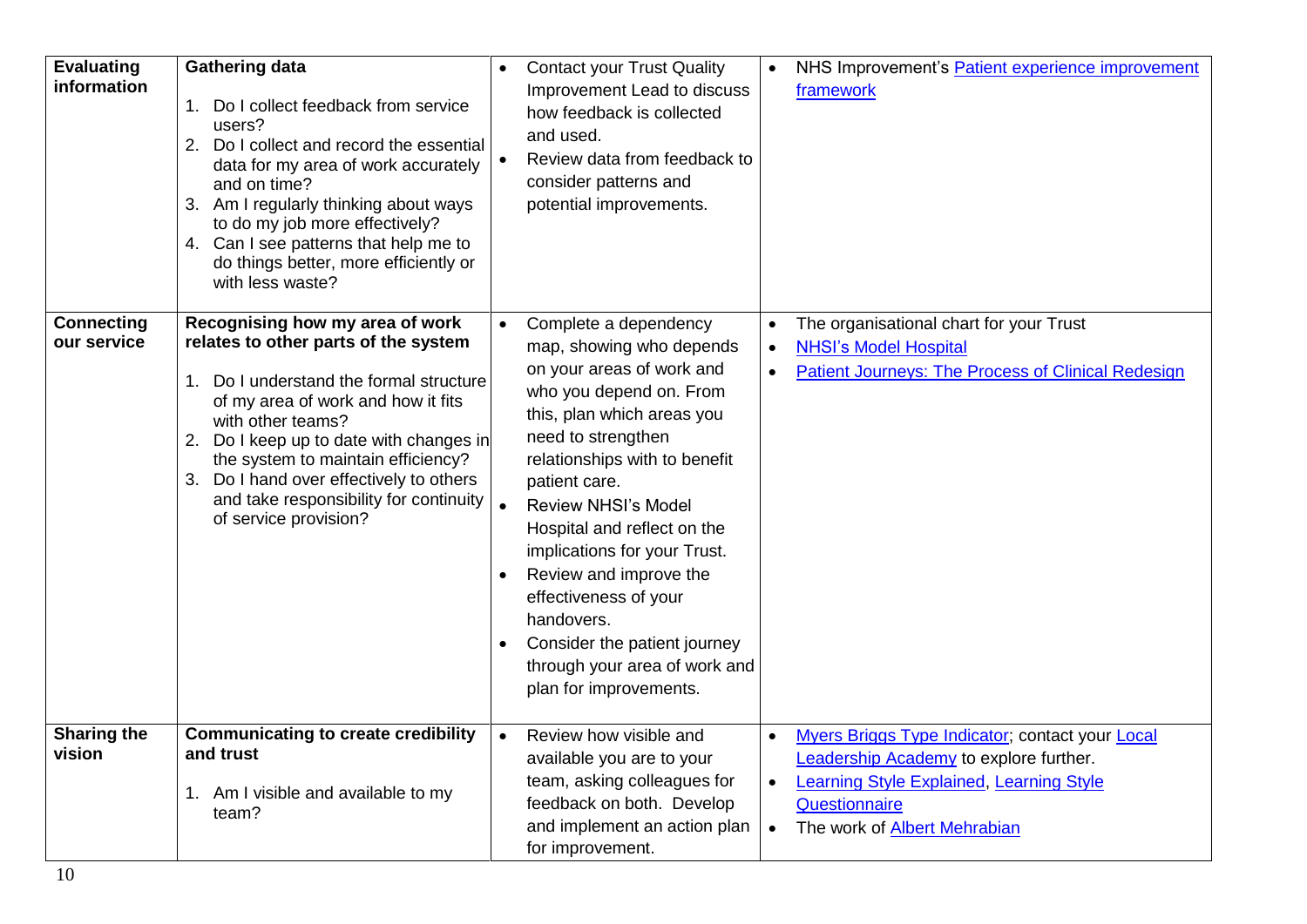| | | | |
|---|---|---|---|
| **Evaluating information** | **Gathering data**<br><br>1. Do I collect feedback from service users?<br>2. Do I collect and record the essential data for my area of work accurately and on time?<br>3. Am I regularly thinking about ways to do my job more effectively?<br>4. Can I see patterns that help me to do things better, more efficiently or with less waste? | • Contact your Trust Quality Improvement Lead to discuss how feedback is collected and used.<br>• Review data from feedback to consider patterns and potential improvements. | • NHS Improvement's Patient experience improvement framework |
| **Connecting our service** | **Recognising how my area of work relates to other parts of the system**<br><br>1. Do I understand the formal structure of my area of work and how it fits with other teams?<br>2. Do I keep up to date with changes in the system to maintain efficiency?<br>3. Do I hand over effectively to others and take responsibility for continuity of service provision? | • Complete a dependency map, showing who depends on your areas of work and who you depend on. From this, plan which areas you need to strengthen relationships with to benefit patient care.<br>• Review NHSI's Model Hospital and reflect on the implications for your Trust.<br>• Review and improve the effectiveness of your handovers.<br>• Consider the patient journey through your area of work and plan for improvements. | • The organisational chart for your Trust<br>• NHSI's Model Hospital<br>• Patient Journeys: The Process of Clinical Redesign |
| **Sharing the vision** | **Communicating to create credibility and trust**<br><br>1. Am I visible and available to my team? | • Review how visible and available you are to your team, asking colleagues for feedback on both. Develop and implement an action plan for improvement. | • Myers Briggs Type Indicator; contact your Local Leadership Academy to explore further.<br>• Learning Style Explained, Learning Style Questionnaire<br>• The work of Albert Mehrabian |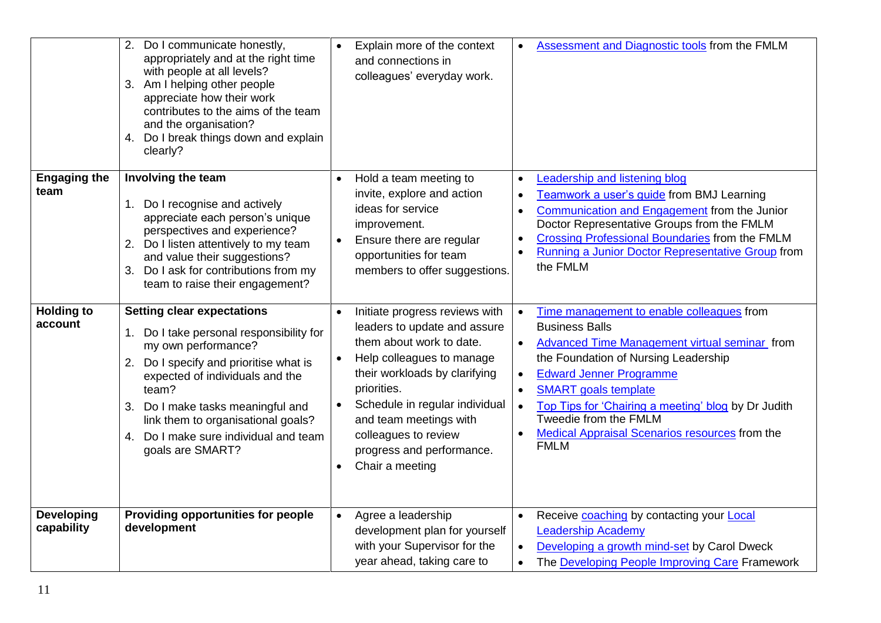| | | | |
|---|---|---|---|
| | 2. Do I communicate honestly, appropriately and at the right time with people at all levels?<br>3. Am I helping other people appreciate how their work contributes to the aims of the team and the organisation?<br>4. Do I break things down and explain clearly? | • Explain more of the context and connections in colleagues' everyday work. | • Assessment and Diagnostic tools from the FMLM |
| **Engaging the team** | **Involving the team**<br>1. Do I recognise and actively appreciate each person's unique perspectives and experience?<br>2. Do I listen attentively to my team and value their suggestions?<br>3. Do I ask for contributions from my team to raise their engagement? | • Hold a team meeting to invite, explore and action ideas for service improvement.<br>• Ensure there are regular opportunities for team members to offer suggestions. | • Leadership and listening blog<br>• Teamwork a user's guide from BMJ Learning<br>• Communication and Engagement from the Junior Doctor Representative Groups from the FMLM<br>• Crossing Professional Boundaries from the FMLM<br>• Running a Junior Doctor Representative Group from the FMLM |
| **Holding to account** | **Setting clear expectations**<br>1. Do I take personal responsibility for my own performance?<br>2. Do I specify and prioritise what is expected of individuals and the team?<br>3. Do I make tasks meaningful and link them to organisational goals?<br>4. Do I make sure individual and team goals are SMART? | • Initiate progress reviews with leaders to update and assure them about work to date.<br>• Help colleagues to manage their workloads by clarifying priorities.<br>• Schedule in regular individual and team meetings with colleagues to review progress and performance.<br>• Chair a meeting | • Time management to enable colleagues from Business Balls<br>• Advanced Time Management virtual seminar from the Foundation of Nursing Leadership<br>• Edward Jenner Programme<br>• SMART goals template<br>• Top Tips for 'Chairing a meeting' blog by Dr Judith Tweedie from the FMLM<br>• Medical Appraisal Scenarios resources from the FMLM |
| **Developing capability** | **Providing opportunities for people development** | • Agree a leadership development plan for yourself with your Supervisor for the year ahead, taking care to | • Receive coaching by contacting your Local Leadership Academy<br>• Developing a growth mind-set by Carol Dweck<br>• The Developing People Improving Care Framework |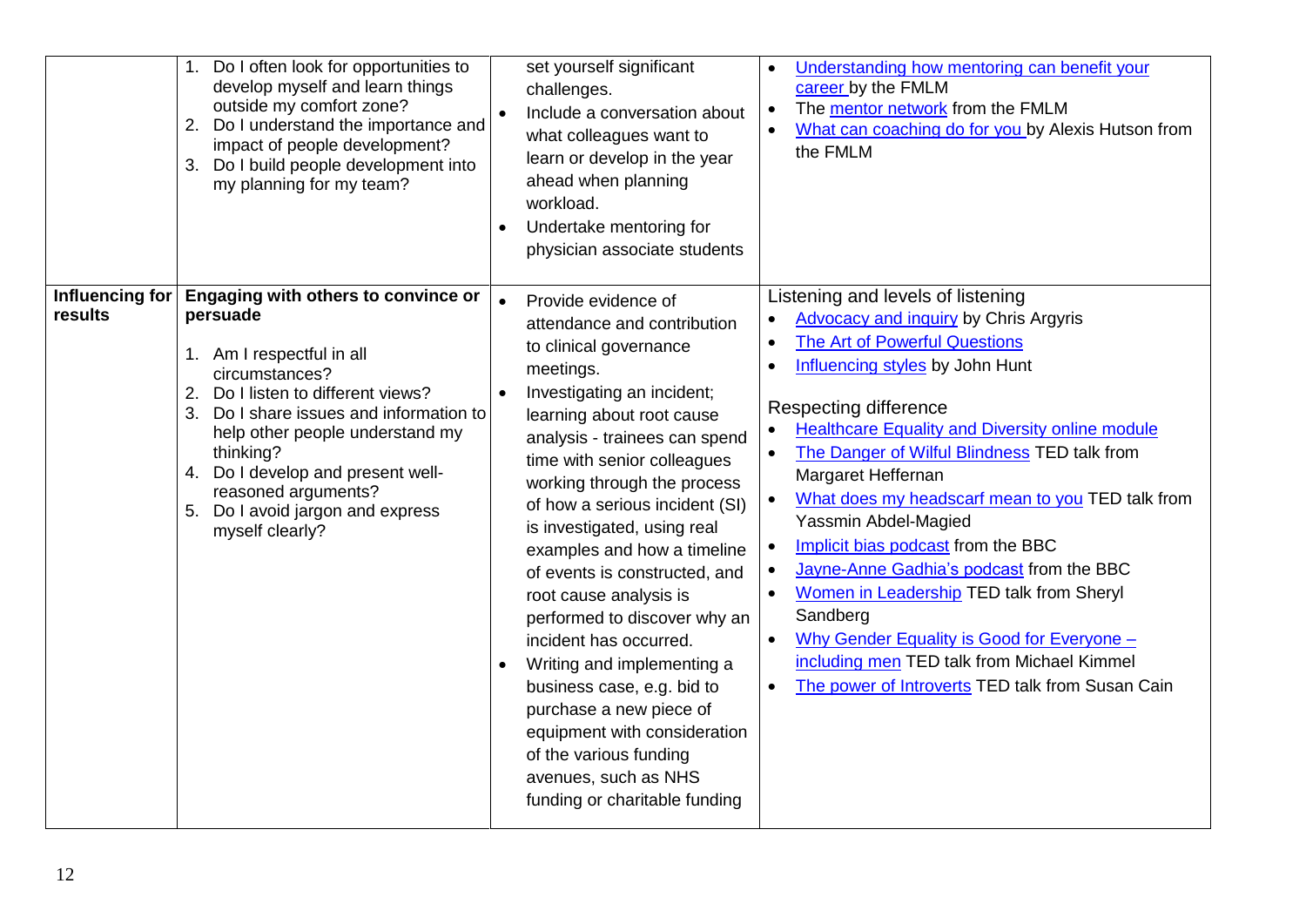| | | | |
|---|---|---|---|
| | 1. Do I often look for opportunities to develop myself and learn things outside my comfort zone?<br>2. Do I understand the importance and impact of people development?<br>3. Do I build people development into my planning for my team? | set yourself significant challenges.<br>• Include a conversation about what colleagues want to learn or develop in the year ahead when planning workload.<br>• Undertake mentoring for physician associate students | • Understanding how mentoring can benefit your career by the FMLM<br>• The mentor network from the FMLM<br>• What can coaching do for you by Alexis Hutson from the FMLM |
| **Influencing for results** | **Engaging with others to convince or persuade**<br><br>1. Am I respectful in all circumstances?<br>2. Do I listen to different views?<br>3. Do I share issues and information to help other people understand my thinking?<br>4. Do I develop and present well-reasoned arguments?<br>5. Do I avoid jargon and express myself clearly? | • Provide evidence of attendance and contribution to clinical governance meetings.<br>• Investigating an incident; learning about root cause analysis - trainees can spend time with senior colleagues working through the process of how a serious incident (SI) is investigated, using real examples and how a timeline of events is constructed, and root cause analysis is performed to discover why an incident has occurred.<br>• Writing and implementing a business case, e.g. bid to purchase a new piece of equipment with consideration of the various funding avenues, such as NHS funding or charitable funding | Listening and levels of listening<br>• Advocacy and inquiry by Chris Argyris<br>• The Art of Powerful Questions<br>• Influencing styles by John Hunt<br><br>Respecting difference<br>• Healthcare Equality and Diversity online module<br>• The Danger of Wilful Blindness TED talk from Margaret Heffernan<br>• What does my headscarf mean to you TED talk from Yassmin Abdel-Magied<br>• Implicit bias podcast from the BBC<br>• Jayne-Anne Gadhia's podcast from the BBC<br>• Women in Leadership TED talk from Sheryl Sandberg<br>• Why Gender Equality is Good for Everyone – including men TED talk from Michael Kimmel<br>• The power of Introverts TED talk from Susan Cain |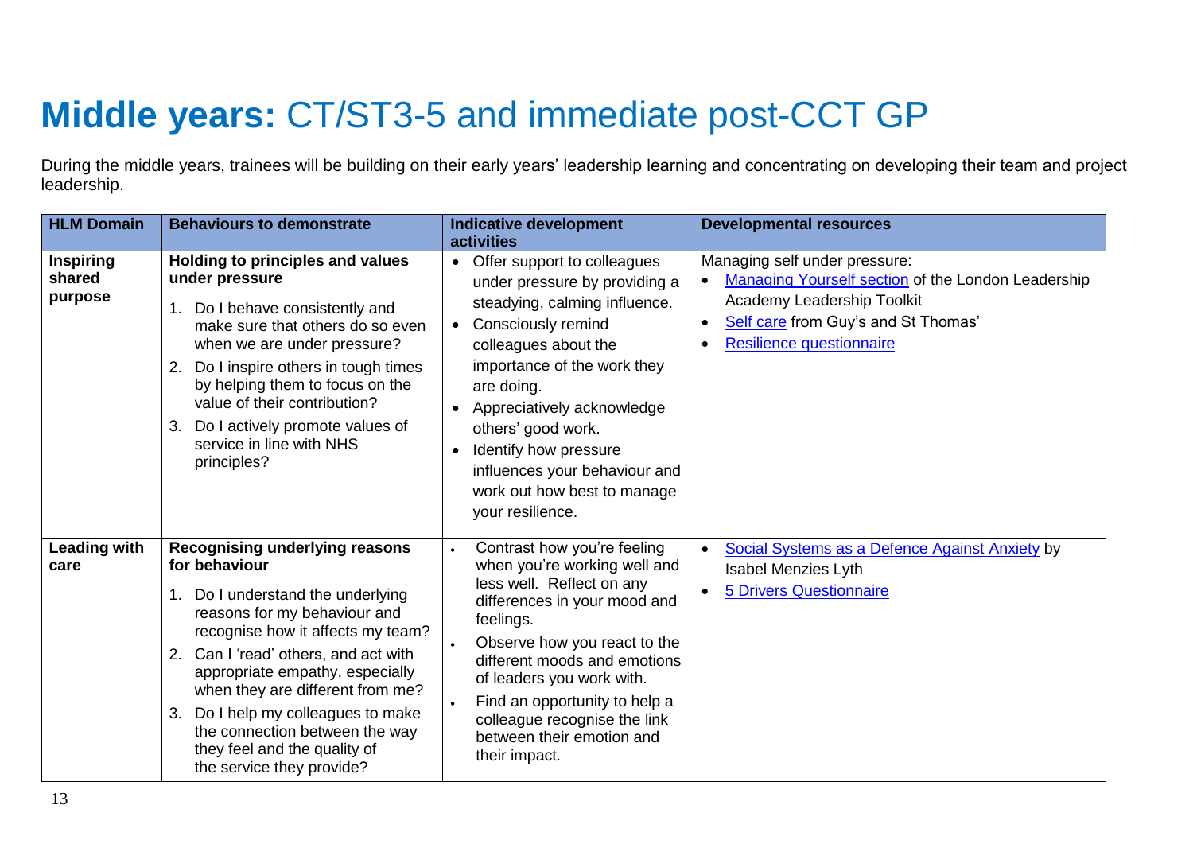# **Middle years:** CT/ST3-5 and immediate post-CCT GP

During the middle years, trainees will be building on their early years' leadership learning and concentrating on developing their team and project leadership.

| HLM Domain | Behaviours to demonstrate | Indicative development activities | Developmental resources |
|---|---|---|---|
| **Inspiring shared purpose** | **Holding to principles and values under pressure**<br>1. Do I behave consistently and make sure that others do so even when we are under pressure?<br>2. Do I inspire others in tough times by helping them to focus on the value of their contribution?<br>3. Do I actively promote values of service in line with NHS principles? | • Offer support to colleagues under pressure by providing a steadying, calming influence.<br>• Consciously remind colleagues about the importance of the work they are doing.<br>• Appreciatively acknowledge others' good work.<br>• Identify how pressure influences your behaviour and work out how best to manage your resilience. | Managing self under pressure:<br>• Managing Yourself section of the London Leadership Academy Leadership Toolkit<br>• Self care from Guy's and St Thomas'<br>• Resilience questionnaire |
| **Leading with care** | **Recognising underlying reasons for behaviour**<br>1. Do I understand the underlying reasons for my behaviour and recognise how it affects my team?<br>2. Can I 'read' others, and act with appropriate empathy, especially when they are different from me?<br>3. Do I help my colleagues to make the connection between the way they feel and the quality of the service they provide? | • Contrast how you're feeling when you're working well and less well. Reflect on any differences in your mood and feelings.<br>• Observe how you react to the different moods and emotions of leaders you work with.<br>• Find an opportunity to help a colleague recognise the link between their emotion and their impact. | • Social Systems as a Defence Against Anxiety by Isabel Menzies Lyth<br>• 5 Drivers Questionnaire |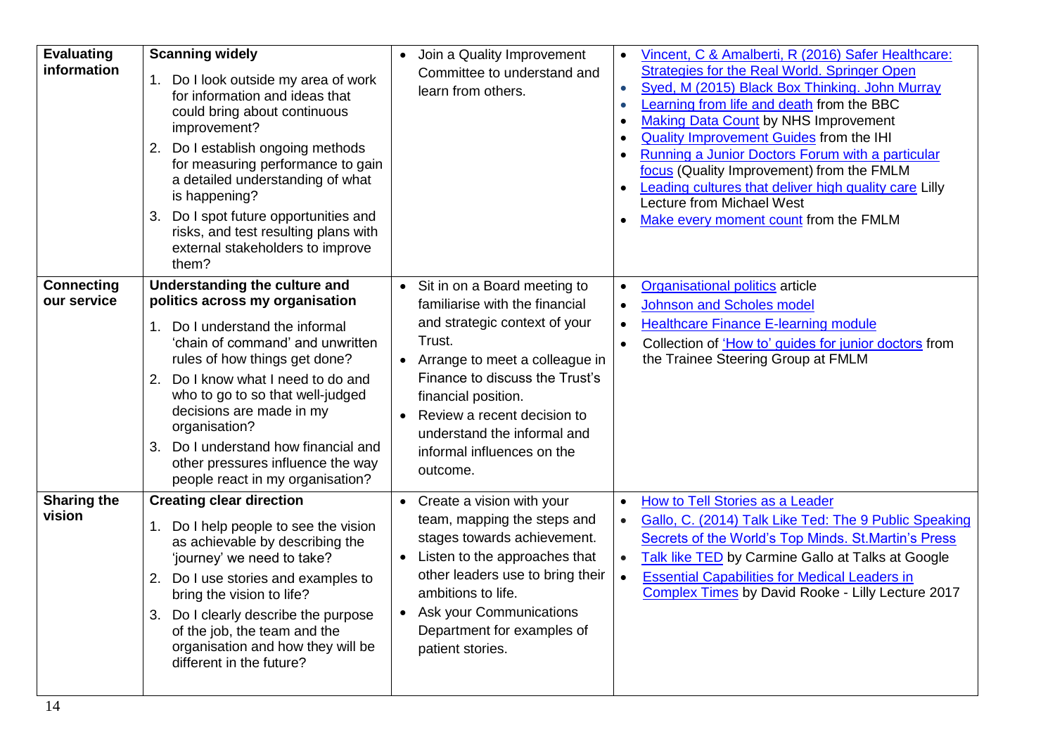| | | | |
|---|---|---|---|
| **Evaluating information** | **Scanning widely**<br>1. Do I look outside my area of work for information and ideas that could bring about continuous improvement?<br>2. Do I establish ongoing methods for measuring performance to gain a detailed understanding of what is happening?<br>3. Do I spot future opportunities and risks, and test resulting plans with external stakeholders to improve them? | • Join a Quality Improvement Committee to understand and learn from others. | • Vincent, C & Amalberti, R (2016) Safer Healthcare: Strategies for the Real World. Springer Open<br>• Syed, M (2015) Black Box Thinking. John Murray<br>• Learning from life and death from the BBC<br>• Making Data Count by NHS Improvement<br>• Quality Improvement Guides from the IHI<br>• Running a Junior Doctors Forum with a particular focus (Quality Improvement) from the FMLM<br>• Leading cultures that deliver high quality care Lilly Lecture from Michael West<br>• Make every moment count from the FMLM |
| **Connecting our service** | **Understanding the culture and politics across my organisation**<br>1. Do I understand the informal 'chain of command' and unwritten rules of how things get done?<br>2. Do I know what I need to do and who to go to so that well-judged decisions are made in my organisation?<br>3. Do I understand how financial and other pressures influence the way people react in my organisation? | • Sit in on a Board meeting to familiarise with the financial and strategic context of your Trust.<br>• Arrange to meet a colleague in Finance to discuss the Trust's financial position.<br>• Review a recent decision to understand the informal and informal influences on the outcome. | • Organisational politics article<br>• Johnson and Scholes model<br>• Healthcare Finance E-learning module<br>• Collection of 'How to' guides for junior doctors from the Trainee Steering Group at FMLM |
| **Sharing the vision** | **Creating clear direction**<br>1. Do I help people to see the vision as achievable by describing the 'journey' we need to take?<br>2. Do I use stories and examples to bring the vision to life?<br>3. Do I clearly describe the purpose of the job, the team and the organisation and how they will be different in the future? | • Create a vision with your team, mapping the steps and stages towards achievement.<br>• Listen to the approaches that other leaders use to bring their ambitions to life.<br>• Ask your Communications Department for examples of patient stories. | • How to Tell Stories as a Leader<br>• Gallo, C. (2014) Talk Like Ted: The 9 Public Speaking Secrets of the World's Top Minds. St.Martin's Press<br>• Talk like TED by Carmine Gallo at Talks at Google<br>• Essential Capabilities for Medical Leaders in Complex Times by David Rooke - Lilly Lecture 2017 |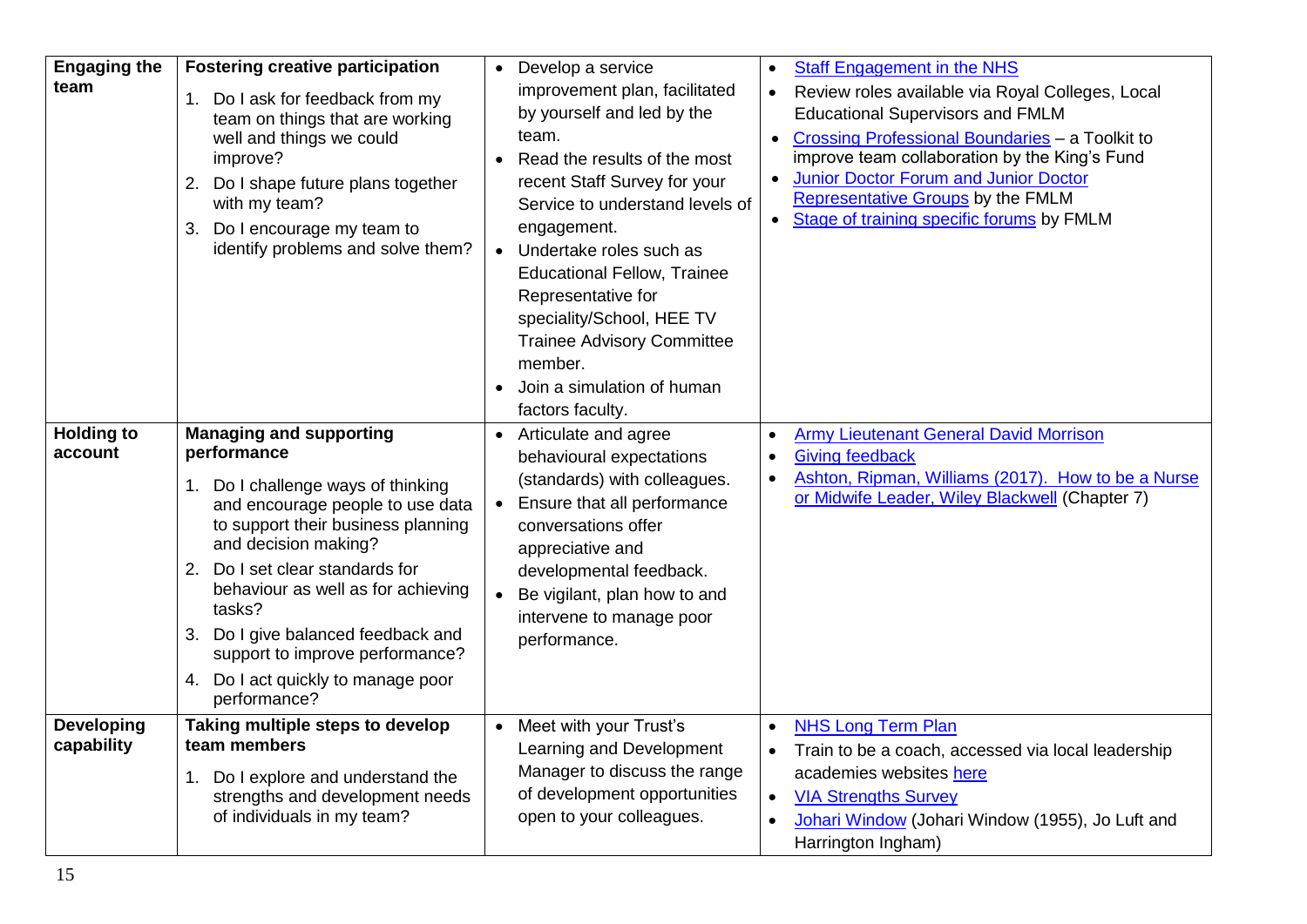| | | | |
|---|---|---|---|
| **Engaging the team** | **Fostering creative participation**<br>1. Do I ask for feedback from my team on things that are working well and things we could improve?<br>2. Do I shape future plans together with my team?<br>3. Do I encourage my team to identify problems and solve them? | • Develop a service improvement plan, facilitated by yourself and led by the team.<br>• Read the results of the most recent Staff Survey for your Service to understand levels of engagement.<br>• Undertake roles such as Educational Fellow, Trainee Representative for speciality/School, HEE TV Trainee Advisory Committee member.<br>• Join a simulation of human factors faculty. | • Staff Engagement in the NHS<br>• Review roles available via Royal Colleges, Local Educational Supervisors and FMLM<br>• Crossing Professional Boundaries – a Toolkit to improve team collaboration by the King's Fund<br>• Junior Doctor Forum and Junior Doctor Representative Groups by the FMLM<br>• Stage of training specific forums by FMLM |
| **Holding to account** | **Managing and supporting performance**<br>1. Do I challenge ways of thinking and encourage people to use data to support their business planning and decision making?<br>2. Do I set clear standards for behaviour as well as for achieving tasks?<br>3. Do I give balanced feedback and support to improve performance?<br>4. Do I act quickly to manage poor performance? | • Articulate and agree behavioural expectations (standards) with colleagues.<br>• Ensure that all performance conversations offer appreciative and developmental feedback.<br>• Be vigilant, plan how to and intervene to manage poor performance. | • Army Lieutenant General David Morrison<br>• Giving feedback<br>• Ashton, Ripman, Williams (2017). How to be a Nurse or Midwife Leader, Wiley Blackwell (Chapter 7) |
| **Developing capability** | **Taking multiple steps to develop team members**<br>1. Do I explore and understand the strengths and development needs of individuals in my team? | • Meet with your Trust's Learning and Development Manager to discuss the range of development opportunities open to your colleagues. | • NHS Long Term Plan<br>• Train to be a coach, accessed via local leadership academies websites here<br>• VIA Strengths Survey<br>• Johari Window (Johari Window (1955), Jo Luft and Harrington Ingham) |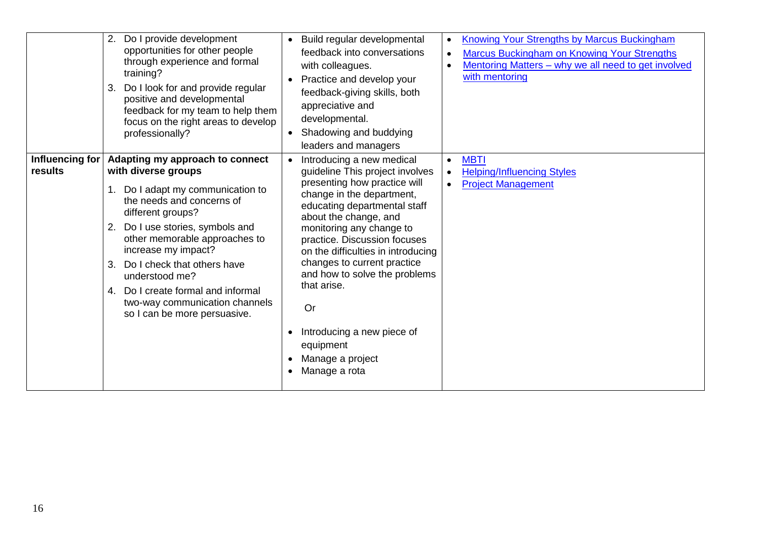| | | | |
|---|---|---|---|
| | 2. Do I provide development opportunities for other people through experience and formal training?<br>3. Do I look for and provide regular positive and developmental feedback for my team to help them focus on the right areas to develop professionally? | • Build regular developmental feedback into conversations with colleagues.<br>• Practice and develop your feedback-giving skills, both appreciative and developmental.<br>• Shadowing and buddying leaders and managers | • Knowing Your Strengths by Marcus Buckingham<br>• Marcus Buckingham on Knowing Your Strengths<br>• Mentoring Matters – why we all need to get involved with mentoring |
| **Influencing for results** | **Adapting my approach to connect with diverse groups**<br>1. Do I adapt my communication to the needs and concerns of different groups?<br>2. Do I use stories, symbols and other memorable approaches to increase my impact?<br>3. Do I check that others have understood me?<br>4. Do I create formal and informal two-way communication channels so I can be more persuasive. | • Introducing a new medical guideline This project involves presenting how practice will change in the department, educating departmental staff about the change, and monitoring any change to practice. Discussion focuses on the difficulties in introducing changes to current practice and how to solve the problems that arise.<br>Or<br>• Introducing a new piece of equipment<br>• Manage a project<br>• Manage a rota | • MBTI<br>• Helping/Influencing Styles<br>• Project Management |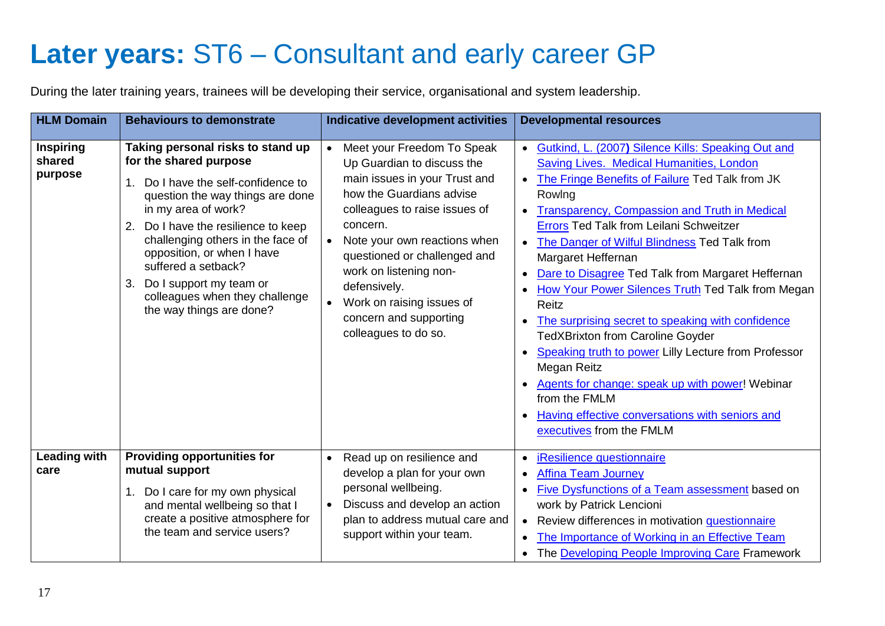# **Later years:** ST6 – Consultant and early career GP

During the later training years, trainees will be developing their service, organisational and system leadership.

| HLM Domain | Behaviours to demonstrate | Indicative development activities | Developmental resources |
|---|---|---|---|
| **Inspiring shared purpose** | **Taking personal risks to stand up for the shared purpose**<br>1. Do I have the self-confidence to question the way things are done in my area of work?<br>2. Do I have the resilience to keep challenging others in the face of opposition, or when I have suffered a setback?<br>3. Do I support my team or colleagues when they challenge the way things are done? | • Meet your Freedom To Speak Up Guardian to discuss the main issues in your Trust and how the Guardians advise colleagues to raise issues of concern.<br>• Note your own reactions when questioned or challenged and work on listening non-defensively.<br>• Work on raising issues of concern and supporting colleagues to do so. | • Gutkind, L. (2007) Silence Kills: Speaking Out and Saving Lives. Medical Humanities, London<br>• The Fringe Benefits of Failure Ted Talk from JK Rowlng<br>• Transparency, Compassion and Truth in Medical Errors Ted Talk from Leilani Schweitzer<br>• The Danger of Wilful Blindness Ted Talk from Margaret Heffernan<br>• Dare to Disagree Ted Talk from Margaret Heffernan<br>• How Your Power Silences Truth Ted Talk from Megan Reitz<br>• The surprising secret to speaking with confidence TedXBrixton from Caroline Goyder<br>• Speaking truth to power Lilly Lecture from Professor Megan Reitz<br>• Agents for change: speak up with power! Webinar from the FMLM<br>• Having effective conversations with seniors and executives from the FMLM |
| **Leading with care** | **Providing opportunities for mutual support**<br>1. Do I care for my own physical and mental wellbeing so that I create a positive atmosphere for the team and service users? | • Read up on resilience and develop a plan for your own personal wellbeing.<br>• Discuss and develop an action plan to address mutual care and support within your team. | • iResilience questionnaire<br>• Affina Team Journey<br>• Five Dysfunctions of a Team assessment based on work by Patrick Lencioni<br>• Review differences in motivation questionnaire<br>• The Importance of Working in an Effective Team<br>• The Developing People Improving Care Framework |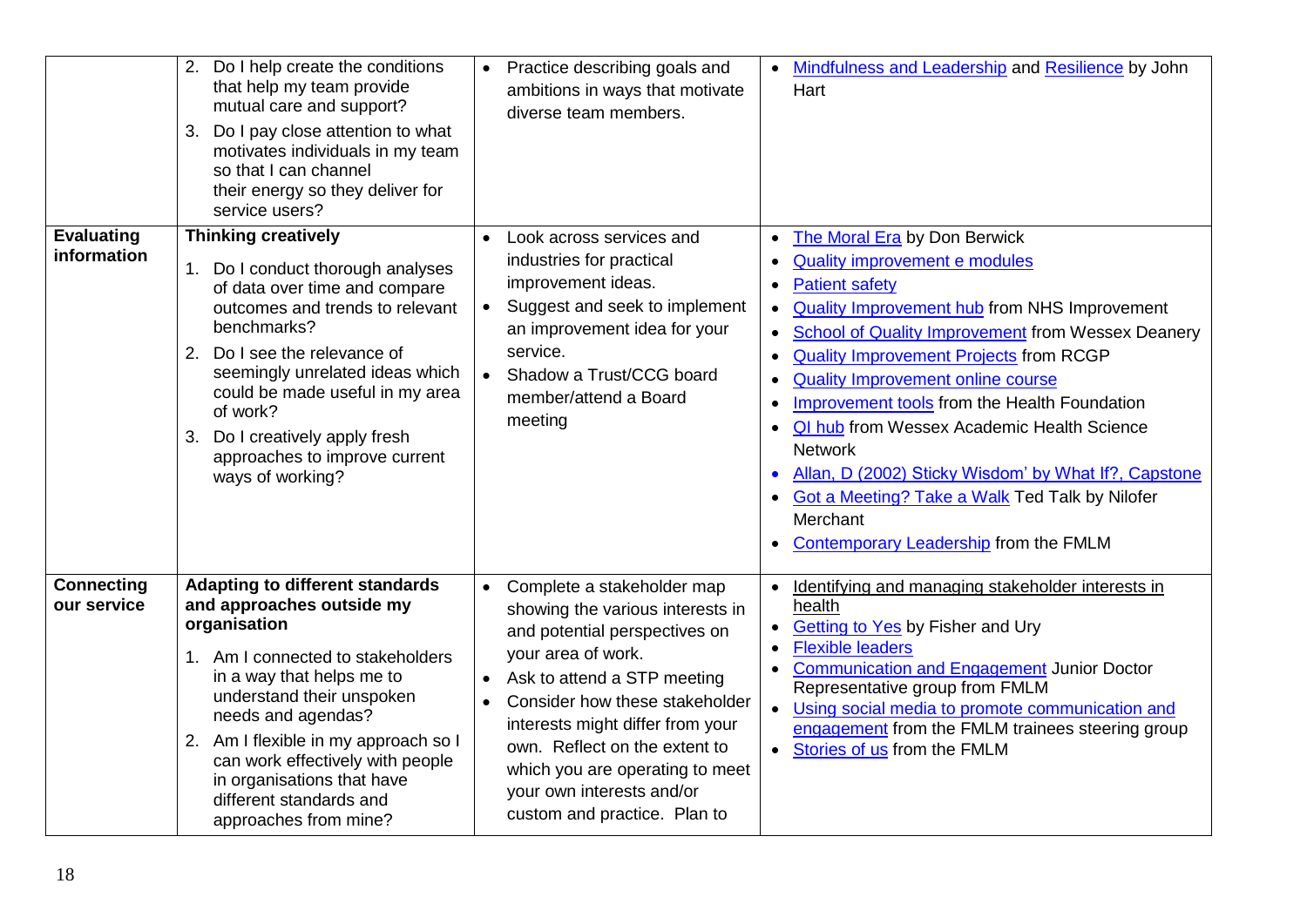| | | | |
|---|---|---|---|
| | 2. Do I help create the conditions that help my team provide mutual care and support?<br>3. Do I pay close attention to what motivates individuals in my team so that I can channel their energy so they deliver for service users? | • Practice describing goals and ambitions in ways that motivate diverse team members. | • Mindfulness and Leadership and Resilience by John Hart |
| **Evaluating information** | **Thinking creatively**<br>1. Do I conduct thorough analyses of data over time and compare outcomes and trends to relevant benchmarks?<br>2. Do I see the relevance of seemingly unrelated ideas which could be made useful in my area of work?<br>3. Do I creatively apply fresh approaches to improve current ways of working? | • Look across services and industries for practical improvement ideas.<br>• Suggest and seek to implement an improvement idea for your service.<br>• Shadow a Trust/CCG board member/attend a Board meeting | • The Moral Era by Don Berwick<br>• Quality improvement e modules<br>• Patient safety<br>• Quality Improvement hub from NHS Improvement<br>• School of Quality Improvement from Wessex Deanery<br>• Quality Improvement Projects from RCGP<br>• Quality Improvement online course<br>• Improvement tools from the Health Foundation<br>• QI hub from Wessex Academic Health Science Network<br>• Allan, D (2002) Sticky Wisdom' by What If?, Capstone<br>• Got a Meeting? Take a Walk Ted Talk by Nilofer Merchant<br>• Contemporary Leadership from the FMLM |
| **Connecting our service** | **Adapting to different standards and approaches outside my organisation**<br>1. Am I connected to stakeholders in a way that helps me to understand their unspoken needs and agendas?<br>2. Am I flexible in my approach so I can work effectively with people in organisations that have different standards and approaches from mine? | • Complete a stakeholder map showing the various interests in and potential perspectives on your area of work.<br>• Ask to attend a STP meeting<br>• Consider how these stakeholder interests might differ from your own. Reflect on the extent to which you are operating to meet your own interests and/or custom and practice. Plan to | • Identifying and managing stakeholder interests in health<br>• Getting to Yes by Fisher and Ury<br>• Flexible leaders<br>• Communication and Engagement Junior Doctor Representative group from FMLM<br>• Using social media to promote communication and engagement from the FMLM trainees steering group<br>• Stories of us from the FMLM |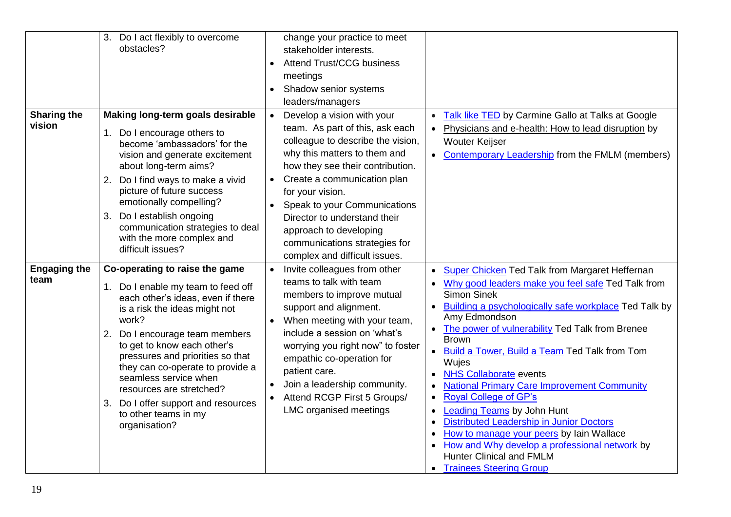| | | | |
|---|---|---|---|
| | 3. Do I act flexibly to overcome obstacles? | change your practice to meet stakeholder interests.<br>• Attend Trust/CCG business meetings<br>• Shadow senior systems leaders/managers | |
| **Sharing the vision** | **Making long-term goals desirable**<br>1. Do I encourage others to become 'ambassadors' for the vision and generate excitement about long-term aims?<br>2. Do I find ways to make a vivid picture of future success emotionally compelling?<br>3. Do I establish ongoing communication strategies to deal with the more complex and difficult issues? | • Develop a vision with your team. As part of this, ask each colleague to describe the vision, why this matters to them and how they see their contribution.<br>• Create a communication plan for your vision.<br>• Speak to your Communications Director to understand their approach to developing communications strategies for complex and difficult issues. | • Talk like TED by Carmine Gallo at Talks at Google<br>• Physicians and e-health: How to lead disruption by Wouter Keijser<br>• Contemporary Leadership from the FMLM (members) |
| **Engaging the team** | **Co-operating to raise the game**<br>1. Do I enable my team to feed off each other's ideas, even if there is a risk the ideas might not work?<br>2. Do I encourage team members to get to know each other's pressures and priorities so that they can co-operate to provide a seamless service when resources are stretched?<br>3. Do I offer support and resources to other teams in my organisation? | • Invite colleagues from other teams to talk with team members to improve mutual support and alignment.<br>• When meeting with your team, include a session on 'what's worrying you right now" to foster empathic co-operation for patient care.<br>• Join a leadership community.<br>• Attend RCGP First 5 Groups/ LMC organised meetings | • Super Chicken Ted Talk from Margaret Heffernan<br>• Why good leaders make you feel safe Ted Talk from Simon Sinek<br>• Building a psychologically safe workplace Ted Talk by Amy Edmondson<br>• The power of vulnerability Ted Talk from Brenee Brown<br>• Build a Tower, Build a Team Ted Talk from Tom Wujes<br>• NHS Collaborate events<br>• National Primary Care Improvement Community<br>• Royal College of GP's<br>• Leading Teams by John Hunt<br>• Distributed Leadership in Junior Doctors<br>• How to manage your peers by Iain Wallace<br>• How and Why develop a professional network by Hunter Clinical and FMLM<br>• Trainees Steering Group |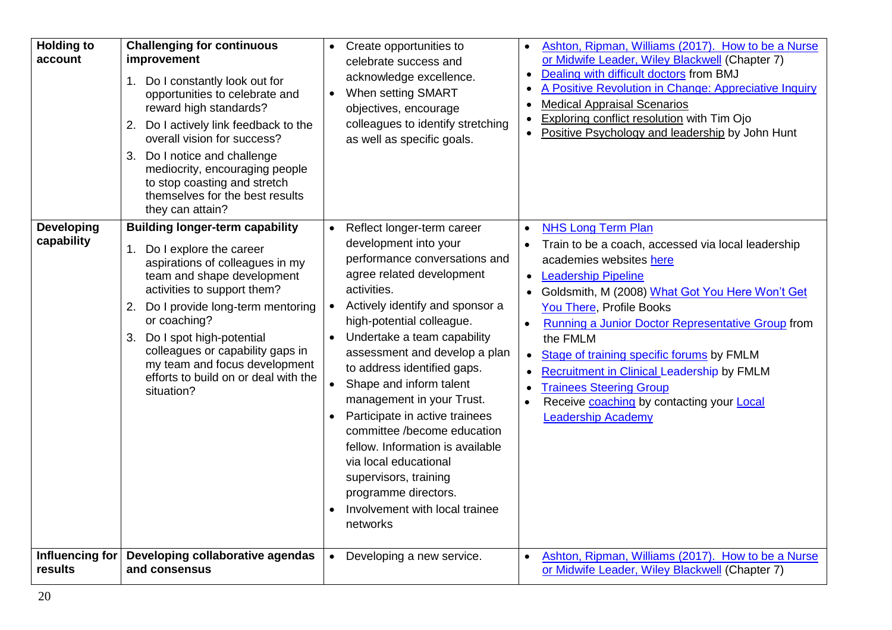| | | | |
|---|---|---|---|
| **Holding to account** | **Challenging for continuous improvement**<br>1. Do I constantly look out for opportunities to celebrate and reward high standards?<br>2. Do I actively link feedback to the overall vision for success?<br>3. Do I notice and challenge mediocrity, encouraging people to stop coasting and stretch themselves for the best results they can attain? | • Create opportunities to celebrate success and acknowledge excellence.<br>• When setting SMART objectives, encourage colleagues to identify stretching as well as specific goals. | • Ashton, Ripman, Williams (2017). How to be a Nurse or Midwife Leader, Wiley Blackwell (Chapter 7)<br>• Dealing with difficult doctors from BMJ<br>• A Positive Revolution in Change: Appreciative Inquiry<br>• Medical Appraisal Scenarios<br>• Exploring conflict resolution with Tim Ojo<br>• Positive Psychology and leadership by John Hunt |
| **Developing capability** | **Building longer-term capability**<br>1. Do I explore the career aspirations of colleagues in my team and shape development activities to support them?<br>2. Do I provide long-term mentoring or coaching?<br>3. Do I spot high-potential colleagues or capability gaps in my team and focus development efforts to build on or deal with the situation? | • Reflect longer-term career development into your performance conversations and agree related development activities.<br>• Actively identify and sponsor a high-potential colleague.<br>• Undertake a team capability assessment and develop a plan to address identified gaps.<br>• Shape and inform talent management in your Trust.<br>• Participate in active trainees committee /become education fellow. Information is available via local educational supervisors, training programme directors.<br>• Involvement with local trainee networks | • NHS Long Term Plan<br>• Train to be a coach, accessed via local leadership academies websites here<br>• Leadership Pipeline<br>• Goldsmith, M (2008) What Got You Here Won't Get You There, Profile Books<br>• Running a Junior Doctor Representative Group from the FMLM<br>• Stage of training specific forums by FMLM<br>• Recruitment in Clinical Leadership by FMLM<br>• Trainees Steering Group<br>• Receive coaching by contacting your Local Leadership Academy |
| **Influencing for results** | **Developing collaborative agendas and consensus** | • Developing a new service. | • Ashton, Ripman, Williams (2017). How to be a Nurse or Midwife Leader, Wiley Blackwell (Chapter 7) |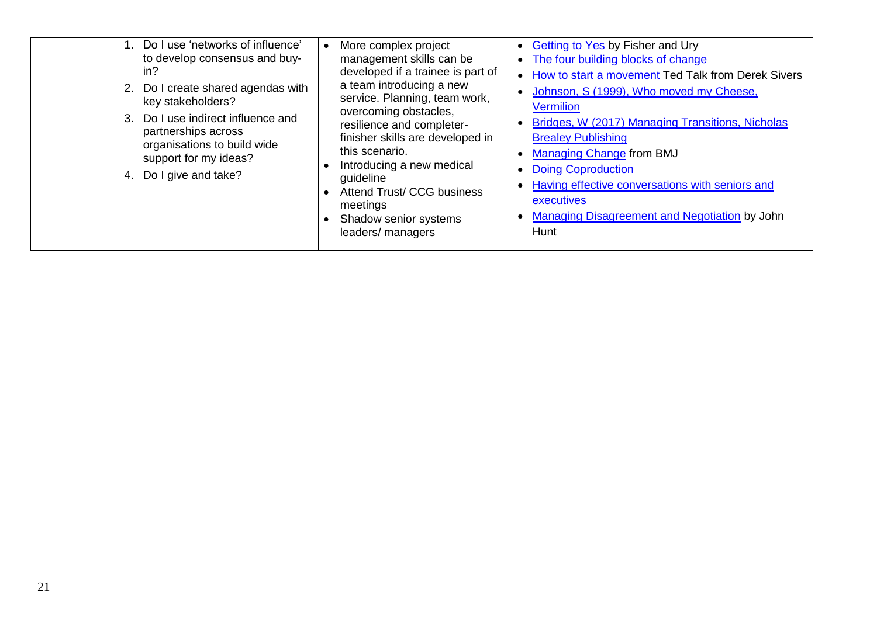| | | | |
|---|---|---|---|
| | 1. Do I use 'networks of influence' to develop consensus and buy-in?<br>2. Do I create shared agendas with key stakeholders?<br>3. Do I use indirect influence and partnerships across organisations to build wide support for my ideas?<br>4. Do I give and take? | • More complex project management skills can be developed if a trainee is part of a team introducing a new service. Planning, team work, overcoming obstacles, resilience and completer-finisher skills are developed in this scenario.<br>• Introducing a new medical guideline<br>• Attend Trust/ CCG business meetings<br>• Shadow senior systems leaders/ managers | • Getting to Yes by Fisher and Ury<br>• The four building blocks of change<br>• How to start a movement Ted Talk from Derek Sivers<br>• Johnson, S (1999), Who moved my Cheese, Vermilion<br>• Bridges, W (2017) Managing Transitions, Nicholas Brealey Publishing<br>• Managing Change from BMJ<br>• Doing Coproduction<br>• Having effective conversations with seniors and executives<br>• Managing Disagreement and Negotiation by John Hunt |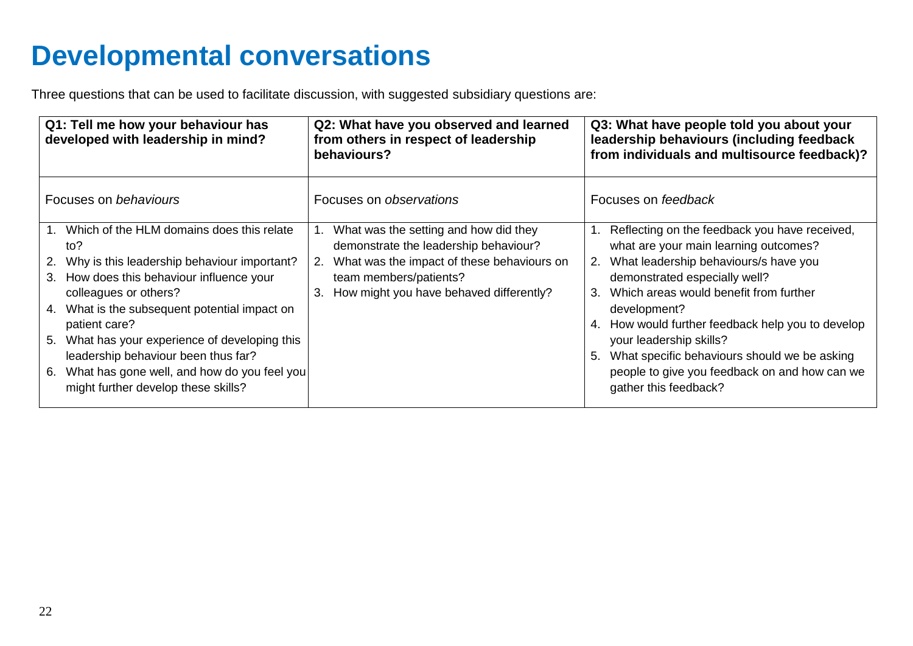# Developmental conversations

Three questions that can be used to facilitate discussion, with suggested subsidiary questions are:

| Q1: Tell me how your behaviour has developed with leadership in mind? | Q2: What have you observed and learned from others in respect of leadership behaviours? | Q3: What have people told you about your leadership behaviours (including feedback from individuals and multisource feedback)? |
|---|---|---|
| Focuses on *behaviours* | Focuses on *observations* | Focuses on *feedback* |
| 1. Which of the HLM domains does this relate to?<br>2. Why is this leadership behaviour important?<br>3. How does this behaviour influence your colleagues or others?<br>4. What is the subsequent potential impact on patient care?<br>5. What has your experience of developing this leadership behaviour been thus far?<br>6. What has gone well, and how do you feel you might further develop these skills? | 1. What was the setting and how did they demonstrate the leadership behaviour?<br>2. What was the impact of these behaviours on team members/patients?<br>3. How might you have behaved differently? | 1. Reflecting on the feedback you have received, what are your main learning outcomes?<br>2. What leadership behaviours/s have you demonstrated especially well?<br>3. Which areas would benefit from further development?<br>4. How would further feedback help you to develop your leadership skills?<br>5. What specific behaviours should we be asking people to give you feedback on and how can we gather this feedback? |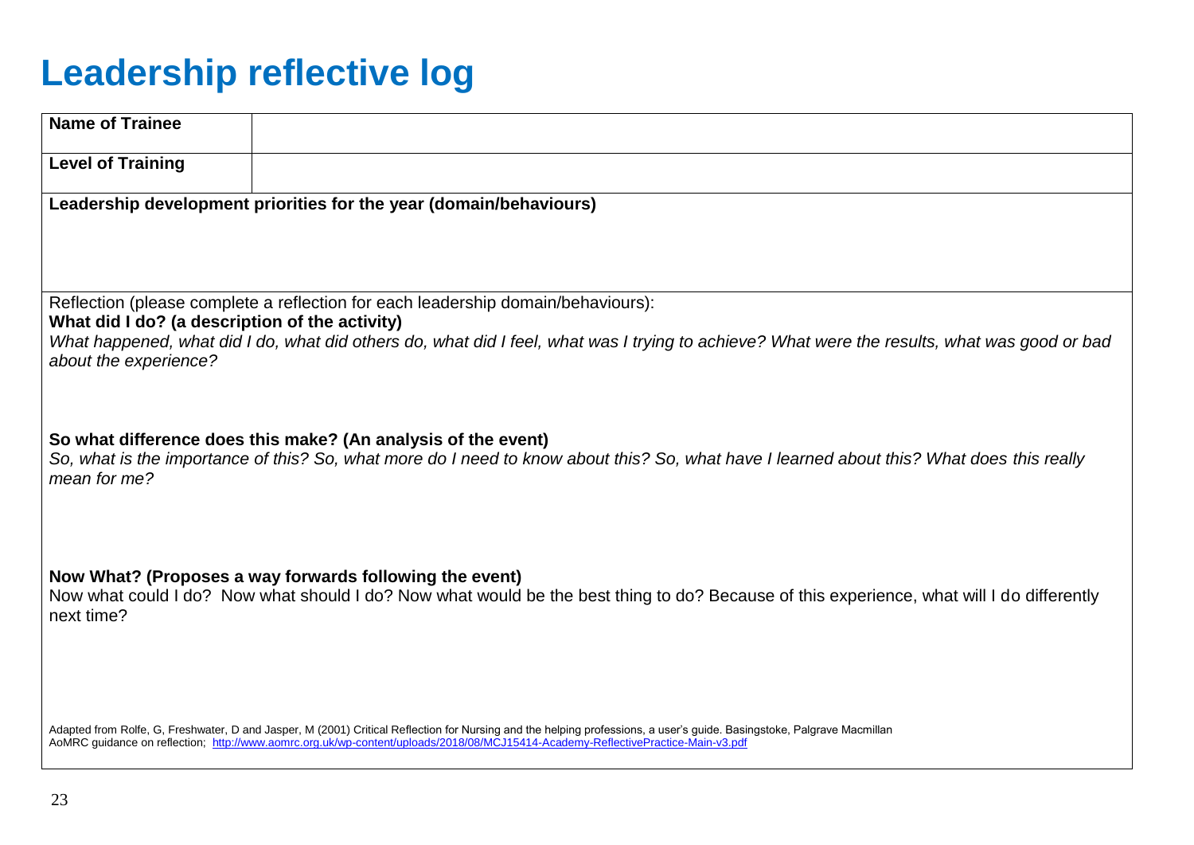# Leadership reflective log

| **Name of Trainee** | |
|---|---|
| **Level of Training** | |

**Leadership development priorities for the year (domain/behaviours)**

Reflection (please complete a reflection for each leadership domain/behaviours):

**What did I do? (a description of the activity)**

*What happened, what did I do, what did others do, what did I feel, what was I trying to achieve? What were the results, what was good or bad about the experience?*

**So what difference does this make? (An analysis of the event)**

*So, what is the importance of this? So, what more do I need to know about this? So, what have I learned about this? What does this really mean for me?*

**Now What? (Proposes a way forwards following the event)**

Now what could I do? Now what should I do? Now what would be the best thing to do? Because of this experience, what will I do differently next time?

Adapted from Rolfe, G, Freshwater, D and Jasper, M (2001) Critical Reflection for Nursing and the helping professions, a user's guide. Basingstoke, Palgrave Macmillan

AoMRC guidance on reflection; http://www.aomrc.org.uk/wp-content/uploads/2018/08/MCJ15414-Academy-ReflectivePractice-Main-v3.pdf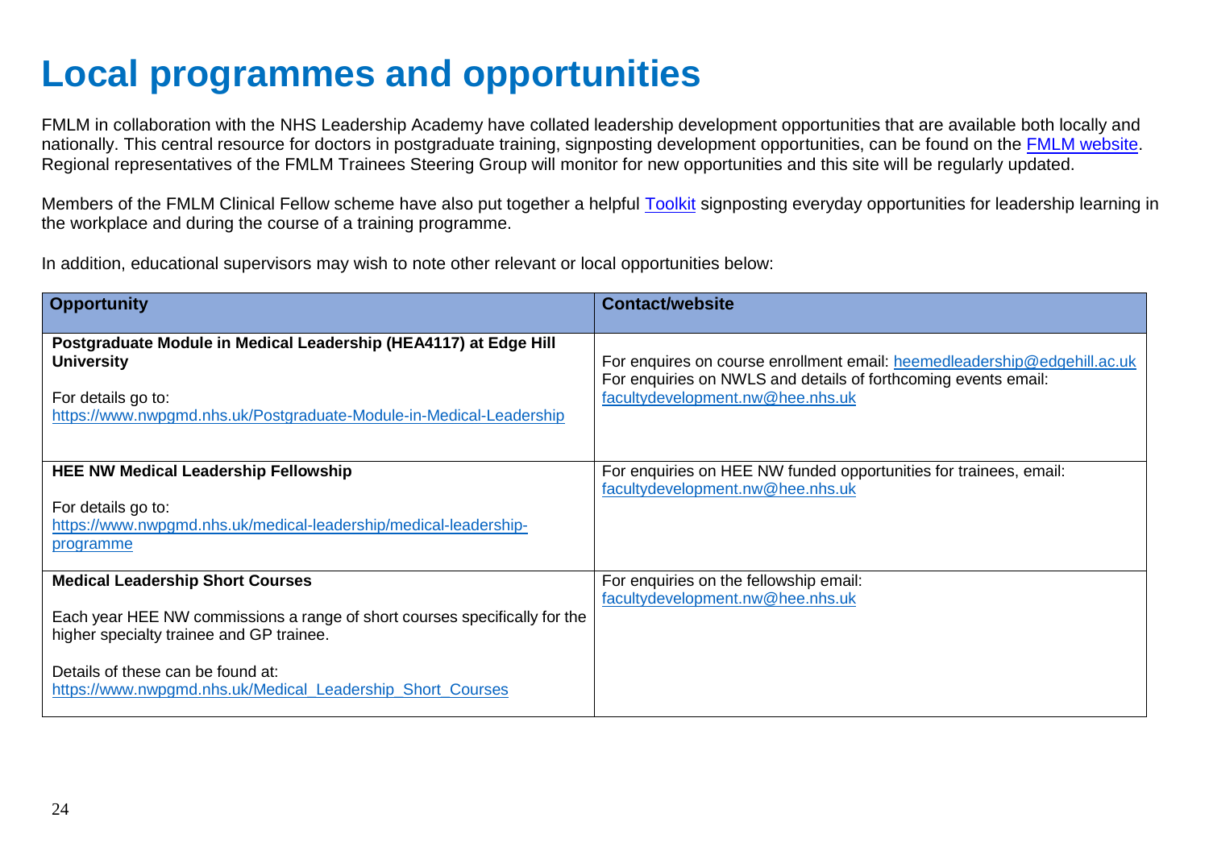# Local programmes and opportunities

FMLM in collaboration with the NHS Leadership Academy have collated leadership development opportunities that are available both locally and nationally. This central resource for doctors in postgraduate training, signposting development opportunities, can be found on the FMLM website. Regional representatives of the FMLM Trainees Steering Group will monitor for new opportunities and this site will be regularly updated.

Members of the FMLM Clinical Fellow scheme have also put together a helpful Toolkit signposting everyday opportunities for leadership learning in the workplace and during the course of a training programme.

In addition, educational supervisors may wish to note other relevant or local opportunities below:

| Opportunity | Contact/website |
|---|---|
| **Postgraduate Module in Medical Leadership (HEA4117) at Edge Hill University**<br><br>For details go to:<br>https://www.nwpgmd.nhs.uk/Postgraduate-Module-in-Medical-Leadership | For enquires on course enrollment email: heemedleadership@edgehill.ac.uk<br>For enquiries on NWLS and details of forthcoming events email:<br>facultydevelopment.nw@hee.nhs.uk |
| **HEE NW Medical Leadership Fellowship**<br><br>For details go to:<br>https://www.nwpgmd.nhs.uk/medical-leadership/medical-leadership-programme | For enquiries on HEE NW funded opportunities for trainees, email:<br>facultydevelopment.nw@hee.nhs.uk |
| **Medical Leadership Short Courses**<br><br>Each year HEE NW commissions a range of short courses specifically for the higher specialty trainee and GP trainee.<br><br>Details of these can be found at:<br>https://www.nwpgmd.nhs.uk/Medical_Leadership_Short_Courses | For enquiries on the fellowship email:<br>facultydevelopment.nw@hee.nhs.uk |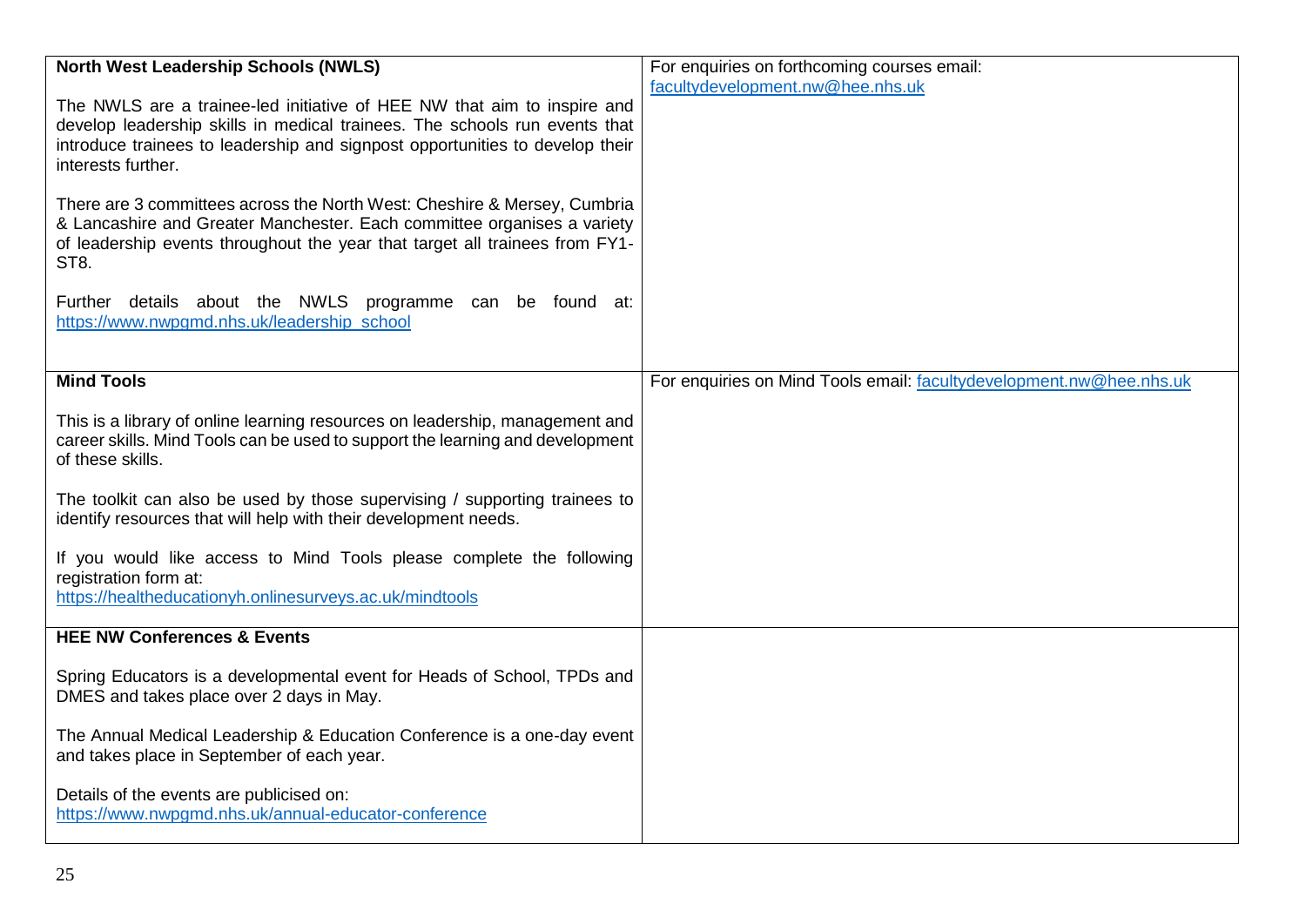| | |
|---|---|
| **North West Leadership Schools (NWLS)**<br><br>The NWLS are a trainee-led initiative of HEE NW that aim to inspire and develop leadership skills in medical trainees. The schools run events that introduce trainees to leadership and signpost opportunities to develop their interests further.<br><br>There are 3 committees across the North West: Cheshire & Mersey, Cumbria & Lancashire and Greater Manchester. Each committee organises a variety of leadership events throughout the year that target all trainees from FY1-ST8.<br><br>Further details about the NWLS programme can be found at: https://www.nwpgmd.nhs.uk/leadership_school | For enquiries on forthcoming courses email: facultydevelopment.nw@hee.nhs.uk |
| **Mind Tools**<br><br>This is a library of online learning resources on leadership, management and career skills. Mind Tools can be used to support the learning and development of these skills.<br><br>The toolkit can also be used by those supervising / supporting trainees to identify resources that will help with their development needs.<br><br>If you would like access to Mind Tools please complete the following registration form at:<br>https://healtheducationyh.onlinesurveys.ac.uk/mindtools | For enquiries on Mind Tools email: facultydevelopment.nw@hee.nhs.uk |
| **HEE NW Conferences & Events**<br><br>Spring Educators is a developmental event for Heads of School, TPDs and DMES and takes place over 2 days in May.<br><br>The Annual Medical Leadership & Education Conference is a one-day event and takes place in September of each year.<br><br>Details of the events are publicised on:<br>https://www.nwpgmd.nhs.uk/annual-educator-conference | |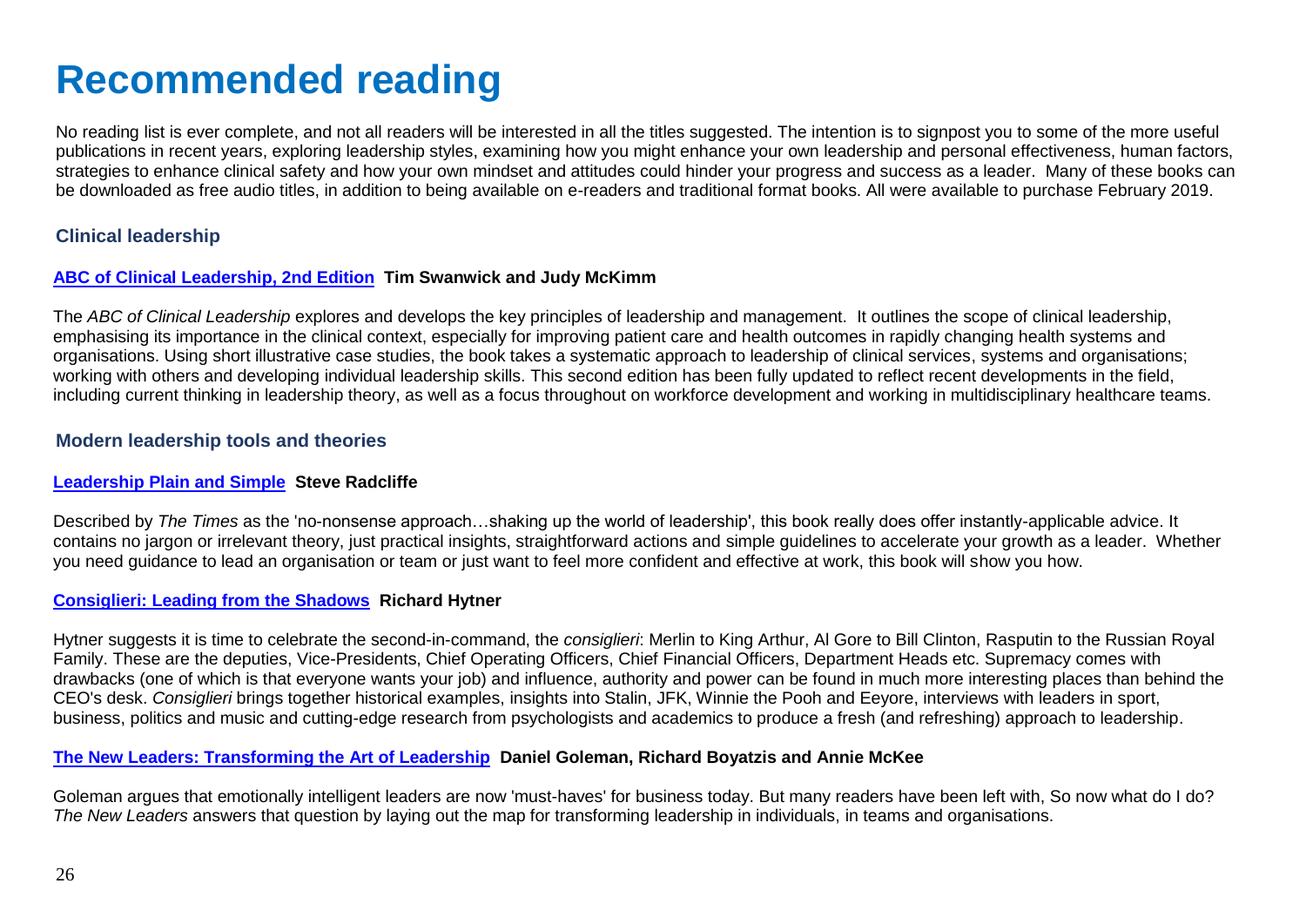# Recommended reading

No reading list is ever complete, and not all readers will be interested in all the titles suggested. The intention is to signpost you to some of the more useful publications in recent years, exploring leadership styles, examining how you might enhance your own leadership and personal effectiveness, human factors, strategies to enhance clinical safety and how your own mindset and attitudes could hinder your progress and success as a leader. Many of these books can be downloaded as free audio titles, in addition to being available on e-readers and traditional format books. All were available to purchase February 2019.

## Clinical leadership

**ABC of Clinical Leadership, 2nd Edition** **Tim Swanwick and Judy McKimm**

The *ABC of Clinical Leadership* explores and develops the key principles of leadership and management. It outlines the scope of clinical leadership, emphasising its importance in the clinical context, especially for improving patient care and health outcomes in rapidly changing health systems and organisations. Using short illustrative case studies, the book takes a systematic approach to leadership of clinical services, systems and organisations; working with others and developing individual leadership skills. This second edition has been fully updated to reflect recent developments in the field, including current thinking in leadership theory, as well as a focus throughout on workforce development and working in multidisciplinary healthcare teams.

## Modern leadership tools and theories

**Leadership Plain and Simple** **Steve Radcliffe**

Described by *The Times* as the 'no-nonsense approach…shaking up the world of leadership', this book really does offer instantly-applicable advice. It contains no jargon or irrelevant theory, just practical insights, straightforward actions and simple guidelines to accelerate your growth as a leader. Whether you need guidance to lead an organisation or team or just want to feel more confident and effective at work, this book will show you how.

**Consiglieri: Leading from the Shadows** **Richard Hytner**

Hytner suggests it is time to celebrate the second-in-command, the *consiglieri*: Merlin to King Arthur, Al Gore to Bill Clinton, Rasputin to the Russian Royal Family. These are the deputies, Vice-Presidents, Chief Operating Officers, Chief Financial Officers, Department Heads etc. Supremacy comes with drawbacks (one of which is that everyone wants your job) and influence, authority and power can be found in much more interesting places than behind the CEO's desk. *Consiglieri* brings together historical examples, insights into Stalin, JFK, Winnie the Pooh and Eeyore, interviews with leaders in sport, business, politics and music and cutting-edge research from psychologists and academics to produce a fresh (and refreshing) approach to leadership.

**The New Leaders: Transforming the Art of Leadership** **Daniel Goleman, Richard Boyatzis and Annie McKee**

Goleman argues that emotionally intelligent leaders are now 'must-haves' for business today. But many readers have been left with, So now what do I do? *The New Leaders* answers that question by laying out the map for transforming leadership in individuals, in teams and organisations.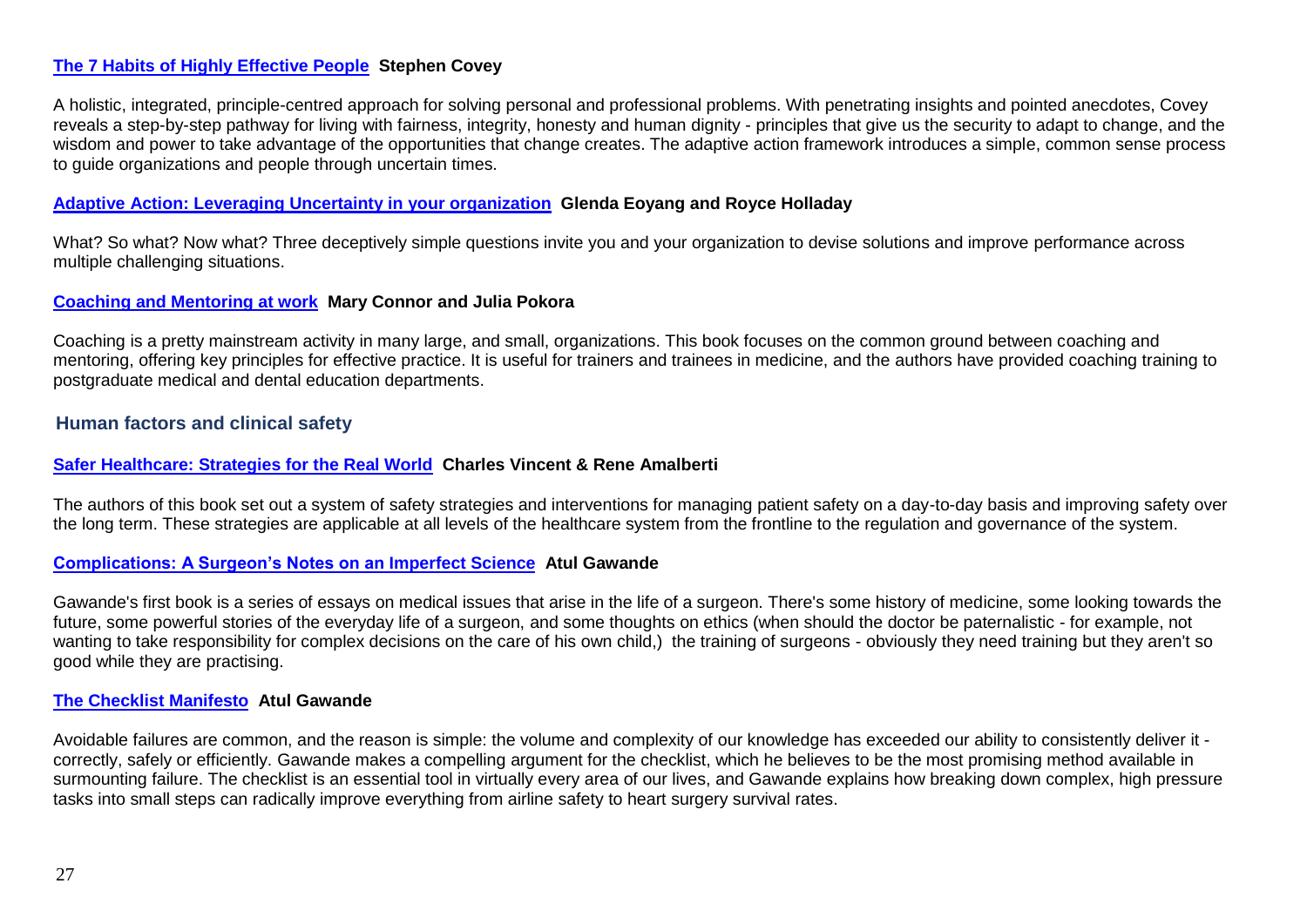**[The 7 Habits of Highly Effective People](#) Stephen Covey**

A holistic, integrated, principle-centred approach for solving personal and professional problems. With penetrating insights and pointed anecdotes, Covey reveals a step-by-step pathway for living with fairness, integrity, honesty and human dignity - principles that give us the security to adapt to change, and the wisdom and power to take advantage of the opportunities that change creates. The adaptive action framework introduces a simple, common sense process to guide organizations and people through uncertain times.

**[Adaptive Action: Leveraging Uncertainty in your organization](#) Glenda Eoyang and Royce Holladay**

What? So what? Now what? Three deceptively simple questions invite you and your organization to devise solutions and improve performance across multiple challenging situations.

**[Coaching and Mentoring at work](#) Mary Connor and Julia Pokora**

Coaching is a pretty mainstream activity in many large, and small, organizations. This book focuses on the common ground between coaching and mentoring, offering key principles for effective practice. It is useful for trainers and trainees in medicine, and the authors have provided coaching training to postgraduate medical and dental education departments.

## Human factors and clinical safety

**[Safer Healthcare: Strategies for the Real World](#) Charles Vincent & Rene Amalberti**

The authors of this book set out a system of safety strategies and interventions for managing patient safety on a day-to-day basis and improving safety over the long term. These strategies are applicable at all levels of the healthcare system from the frontline to the regulation and governance of the system.

**[Complications: A Surgeon's Notes on an Imperfect Science](#) Atul Gawande**

Gawande's first book is a series of essays on medical issues that arise in the life of a surgeon. There's some history of medicine, some looking towards the future, some powerful stories of the everyday life of a surgeon, and some thoughts on ethics (when should the doctor be paternalistic - for example, not wanting to take responsibility for complex decisions on the care of his own child,) the training of surgeons - obviously they need training but they aren't so good while they are practising.

**[The Checklist Manifesto](#) Atul Gawande**

Avoidable failures are common, and the reason is simple: the volume and complexity of our knowledge has exceeded our ability to consistently deliver it - correctly, safely or efficiently. Gawande makes a compelling argument for the checklist, which he believes to be the most promising method available in surmounting failure. The checklist is an essential tool in virtually every area of our lives, and Gawande explains how breaking down complex, high pressure tasks into small steps can radically improve everything from airline safety to heart surgery survival rates.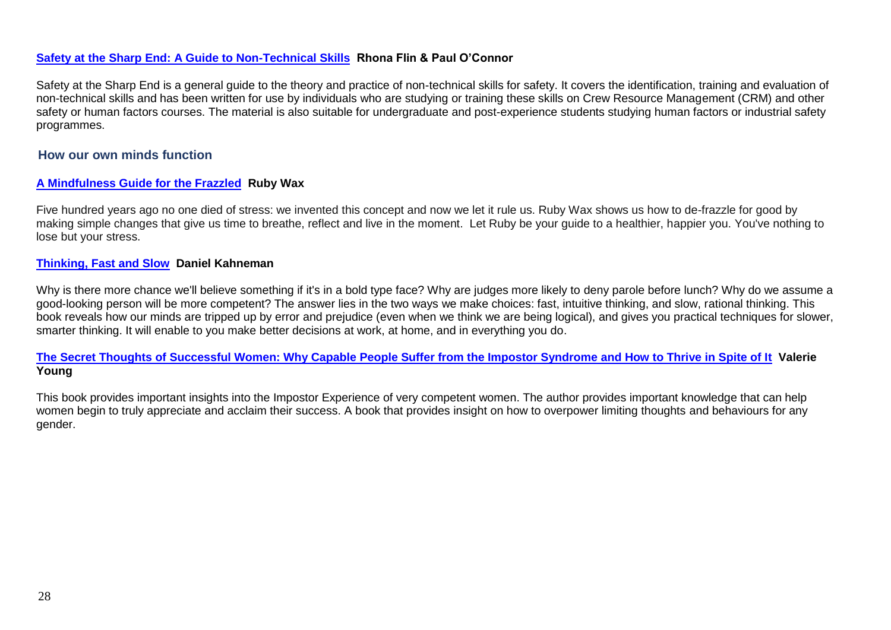**Safety at the Sharp End: A Guide to Non-Technical Skills** **Rhona Flin & Paul O'Connor**

Safety at the Sharp End is a general guide to the theory and practice of non-technical skills for safety. It covers the identification, training and evaluation of non-technical skills and has been written for use by individuals who are studying or training these skills on Crew Resource Management (CRM) and other safety or human factors courses. The material is also suitable for undergraduate and post-experience students studying human factors or industrial safety programmes.

## How our own minds function

**A Mindfulness Guide for the Frazzled** **Ruby Wax**

Five hundred years ago no one died of stress: we invented this concept and now we let it rule us. Ruby Wax shows us how to de-frazzle for good by making simple changes that give us time to breathe, reflect and live in the moment. Let Ruby be your guide to a healthier, happier you. You've nothing to lose but your stress.

**Thinking, Fast and Slow** **Daniel Kahneman**

Why is there more chance we'll believe something if it's in a bold type face? Why are judges more likely to deny parole before lunch? Why do we assume a good-looking person will be more competent? The answer lies in the two ways we make choices: fast, intuitive thinking, and slow, rational thinking. This book reveals how our minds are tripped up by error and prejudice (even when we think we are being logical), and gives you practical techniques for slower, smarter thinking. It will enable to you make better decisions at work, at home, and in everything you do.

**The Secret Thoughts of Successful Women: Why Capable People Suffer from the Impostor Syndrome and How to Thrive in Spite of It** **Valerie Young**

This book provides important insights into the Impostor Experience of very competent women. The author provides important knowledge that can help women begin to truly appreciate and acclaim their success. A book that provides insight on how to overpower limiting thoughts and behaviours for any gender.